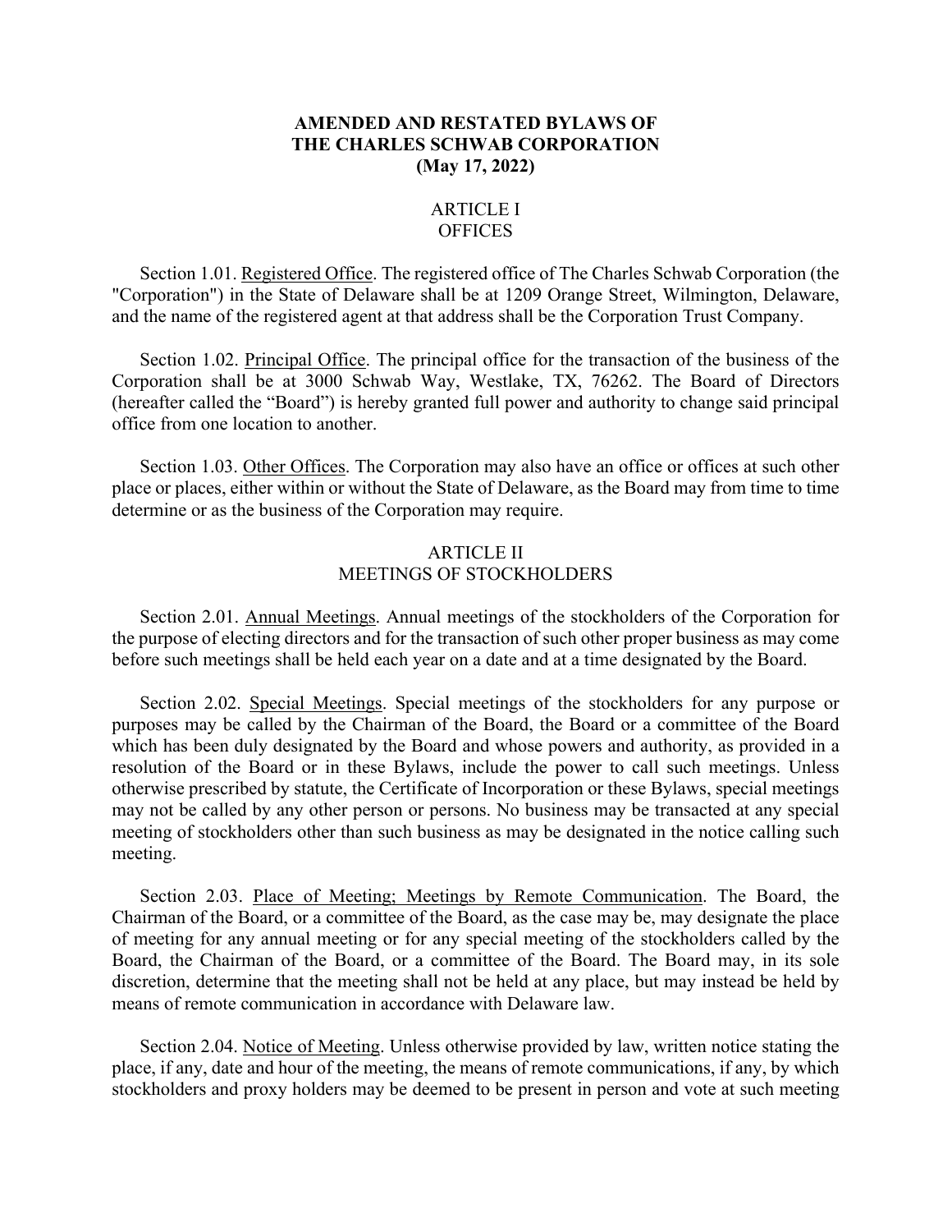# AMENDED AND RESTATED BYLAWS OF THE CHARLES SCHWAB CORPORATION (May 17, 2022)

## ARTICLE I OFFICES

Section 1.01. Registered Office. The registered office of The Charles Schwab Corporation (the "Corporation") in the State of Delaware shall be at 1209 Orange Street, Wilmington, Delaware, and the name of the registered agent at that address shall be the Corporation Trust Company.

Section 1.02. Principal Office. The principal office for the transaction of the business of the Corporation shall be at 3000 Schwab Way, Westlake, TX, 76262. The Board of Directors (hereafter called the "Board") is hereby granted full power and authority to change said principal office from one location to another.

Section 1.03. Other Offices. The Corporation may also have an office or offices at such other place or places, either within or without the State of Delaware, as the Board may from time to time determine or as the business of the Corporation may require.

## ARTICLE II MEETINGS OF STOCKHOLDERS

Section 2.01. Annual Meetings. Annual meetings of the stockholders of the Corporation for the purpose of electing directors and for the transaction of such other proper business as may come before such meetings shall be held each year on a date and at a time designated by the Board.

Section 2.02. Special Meetings. Special meetings of the stockholders for any purpose or purposes may be called by the Chairman of the Board, the Board or a committee of the Board which has been duly designated by the Board and whose powers and authority, as provided in a resolution of the Board or in these Bylaws, include the power to call such meetings. Unless otherwise prescribed by statute, the Certificate of Incorporation or these Bylaws, special meetings may not be called by any other person or persons. No business may be transacted at any special meeting of stockholders other than such business as may be designated in the notice calling such meeting.

Section 2.03. Place of Meeting; Meetings by Remote Communication. The Board, the Chairman of the Board, or a committee of the Board, as the case may be, may designate the place of meeting for any annual meeting or for any special meeting of the stockholders called by the Board, the Chairman of the Board, or a committee of the Board. The Board may, in its sole discretion, determine that the meeting shall not be held at any place, but may instead be held by means of remote communication in accordance with Delaware law.

Section 2.04. Notice of Meeting. Unless otherwise provided by law, written notice stating the place, if any, date and hour of the meeting, the means of remote communications, if any, by which stockholders and proxy holders may be deemed to be present in person and vote at such meeting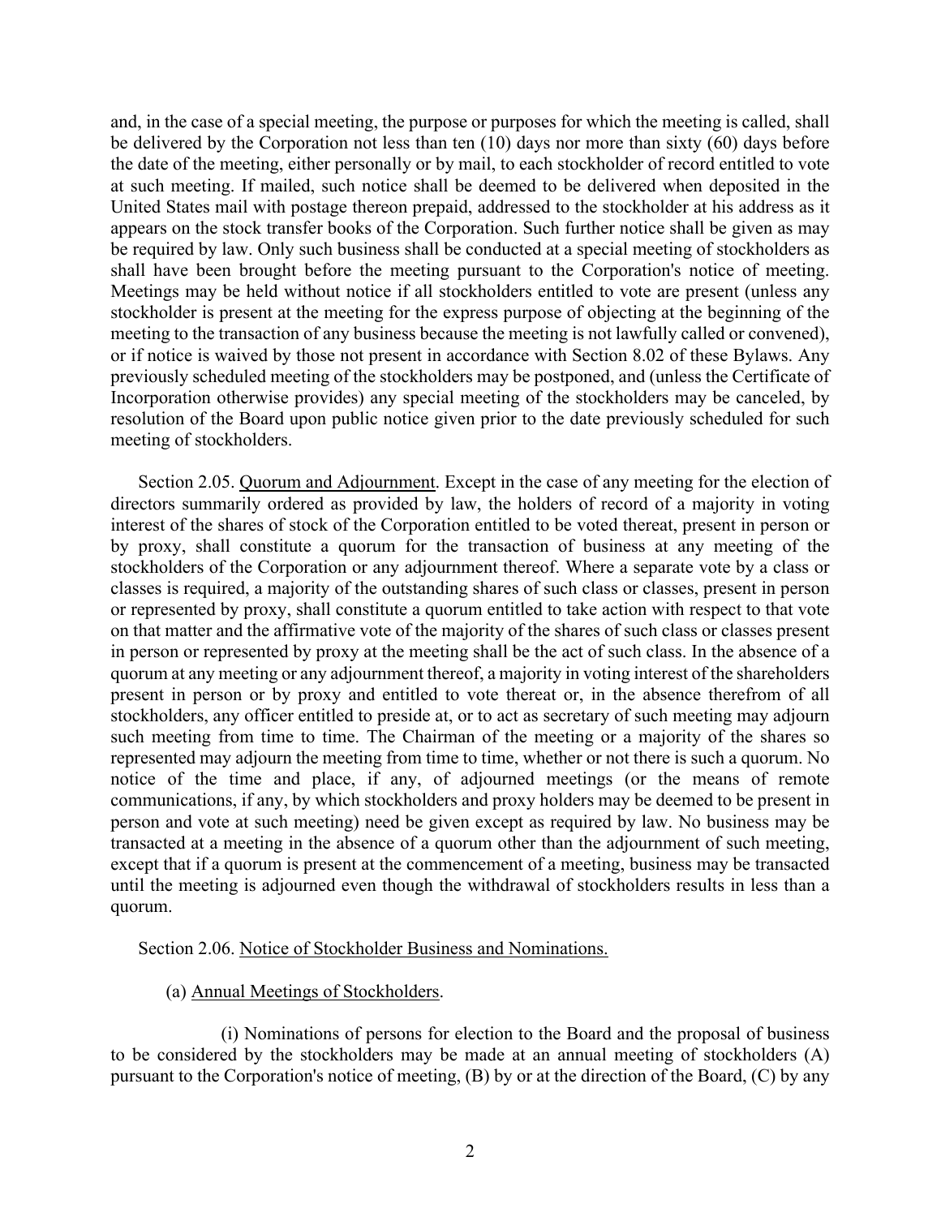and, in the case of a special meeting, the purpose or purposes for which the meeting is called, shall be delivered by the Corporation not less than ten (10) days nor more than sixty (60) days before the date of the meeting, either personally or by mail, to each stockholder of record entitled to vote at such meeting. If mailed, such notice shall be deemed to be delivered when deposited in the United States mail with postage thereon prepaid, addressed to the stockholder at his address as it appears on the stock transfer books of the Corporation. Such further notice shall be given as may be required by law. Only such business shall be conducted at a special meeting of stockholders as shall have been brought before the meeting pursuant to the Corporation's notice of meeting. Meetings may be held without notice if all stockholders entitled to vote are present (unless any stockholder is present at the meeting for the express purpose of objecting at the beginning of the meeting to the transaction of any business because the meeting is not lawfully called or convened), or if notice is waived by those not present in accordance with Section 8.02 of these Bylaws. Any previously scheduled meeting of the stockholders may be postponed, and (unless the Certificate of Incorporation otherwise provides) any special meeting of the stockholders may be canceled, by resolution of the Board upon public notice given prior to the date previously scheduled for such meeting of stockholders.

Section 2.05. Quorum and Adjournment. Except in the case of any meeting for the election of directors summarily ordered as provided by law, the holders of record of a majority in voting interest of the shares of stock of the Corporation entitled to be voted thereat, present in person or by proxy, shall constitute a quorum for the transaction of business at any meeting of the stockholders of the Corporation or any adjournment thereof. Where a separate vote by a class or classes is required, a majority of the outstanding shares of such class or classes, present in person or represented by proxy, shall constitute a quorum entitled to take action with respect to that vote on that matter and the affirmative vote of the majority of the shares of such class or classes present in person or represented by proxy at the meeting shall be the act of such class. In the absence of a quorum at any meeting or any adjournment thereof, a majority in voting interest of the shareholders present in person or by proxy and entitled to vote thereat or, in the absence therefrom of all stockholders, any officer entitled to preside at, or to act as secretary of such meeting may adjourn such meeting from time to time. The Chairman of the meeting or a majority of the shares so represented may adjourn the meeting from time to time, whether or not there is such a quorum. No notice of the time and place, if any, of adjourned meetings (or the means of remote communications, if any, by which stockholders and proxy holders may be deemed to be present in person and vote at such meeting) need be given except as required by law. No business may be transacted at a meeting in the absence of a quorum other than the adjournment of such meeting, except that if a quorum is present at the commencement of a meeting, business may be transacted until the meeting is adjourned even though the withdrawal of stockholders results in less than a quorum.

Section 2.06. Notice of Stockholder Business and Nominations.

(a) Annual Meetings of Stockholders.

(i) Nominations of persons for election to the Board and the proposal of business to be considered by the stockholders may be made at an annual meeting of stockholders (A) pursuant to the Corporation's notice of meeting, (B) by or at the direction of the Board, (C) by any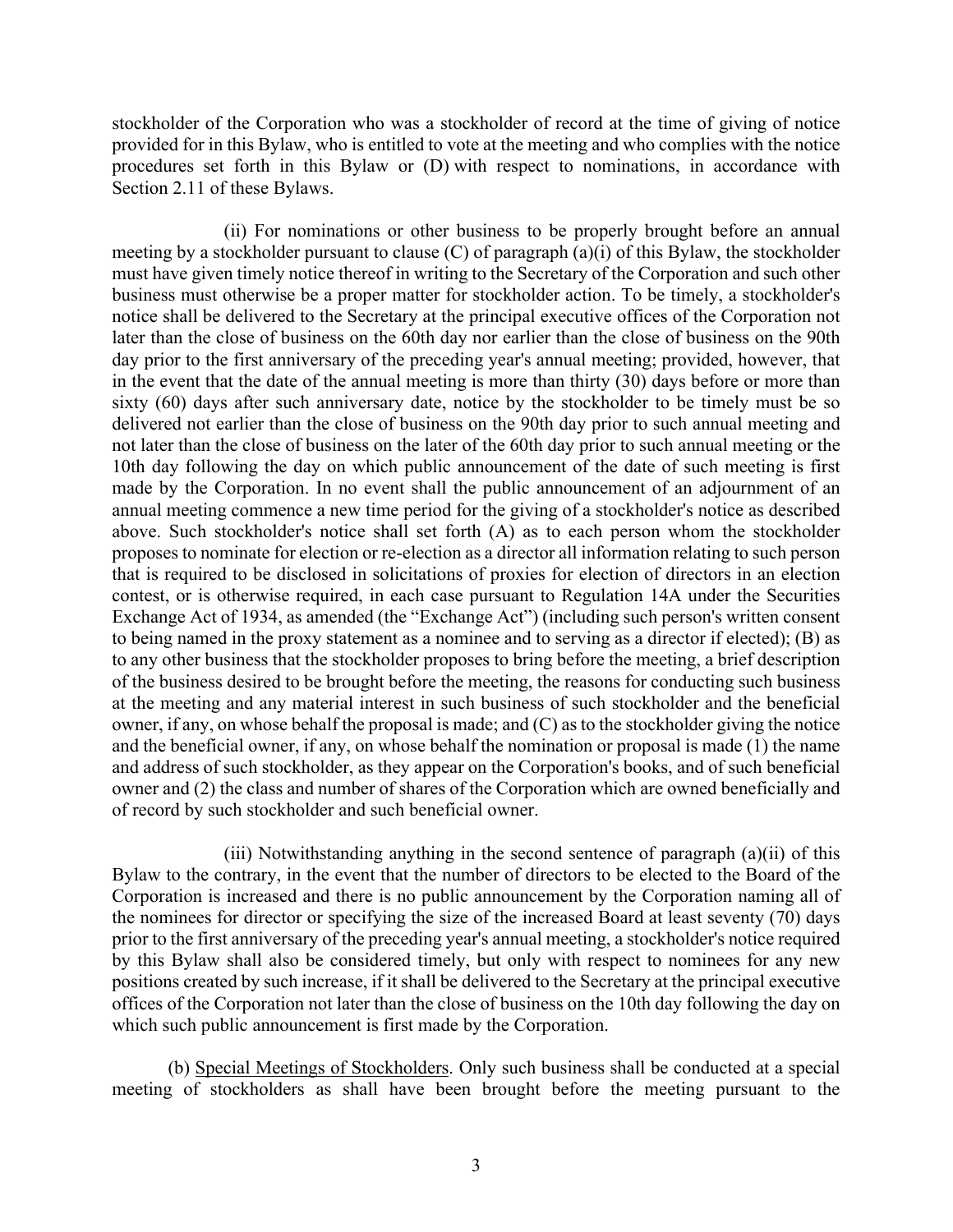stockholder of the Corporation who was a stockholder of record at the time of giving of notice provided for in this Bylaw, who is entitled to vote at the meeting and who complies with the notice procedures set forth in this Bylaw or (D) with respect to nominations, in accordance with Section 2.11 of these Bylaws.

(ii) For nominations or other business to be properly brought before an annual meeting by a stockholder pursuant to clause (C) of paragraph (a)(i) of this Bylaw, the stockholder must have given timely notice thereof in writing to the Secretary of the Corporation and such other business must otherwise be a proper matter for stockholder action. To be timely, a stockholder's notice shall be delivered to the Secretary at the principal executive offices of the Corporation not later than the close of business on the 60th day nor earlier than the close of business on the 90th day prior to the first anniversary of the preceding year's annual meeting; provided, however, that in the event that the date of the annual meeting is more than thirty (30) days before or more than sixty (60) days after such anniversary date, notice by the stockholder to be timely must be so delivered not earlier than the close of business on the 90th day prior to such annual meeting and not later than the close of business on the later of the 60th day prior to such annual meeting or the 10th day following the day on which public announcement of the date of such meeting is first made by the Corporation. In no event shall the public announcement of an adjournment of an annual meeting commence a new time period for the giving of a stockholder's notice as described above. Such stockholder's notice shall set forth (A) as to each person whom the stockholder proposes to nominate for election or re-election as a director all information relating to such person that is required to be disclosed in solicitations of proxies for election of directors in an election contest, or is otherwise required, in each case pursuant to Regulation 14A under the Securities Exchange Act of 1934, as amended (the "Exchange Act") (including such person's written consent to being named in the proxy statement as a nominee and to serving as a director if elected); (B) as to any other business that the stockholder proposes to bring before the meeting, a brief description of the business desired to be brought before the meeting, the reasons for conducting such business at the meeting and any material interest in such business of such stockholder and the beneficial owner, if any, on whose behalf the proposal is made; and (C) as to the stockholder giving the notice and the beneficial owner, if any, on whose behalf the nomination or proposal is made (1) the name and address of such stockholder, as they appear on the Corporation's books, and of such beneficial owner and (2) the class and number of shares of the Corporation which are owned beneficially and of record by such stockholder and such beneficial owner.

(iii) Notwithstanding anything in the second sentence of paragraph (a)(ii) of this Bylaw to the contrary, in the event that the number of directors to be elected to the Board of the Corporation is increased and there is no public announcement by the Corporation naming all of the nominees for director or specifying the size of the increased Board at least seventy (70) days prior to the first anniversary of the preceding year's annual meeting, a stockholder's notice required by this Bylaw shall also be considered timely, but only with respect to nominees for any new positions created by such increase, if it shall be delivered to the Secretary at the principal executive offices of the Corporation not later than the close of business on the 10th day following the day on which such public announcement is first made by the Corporation.

(b) Special Meetings of Stockholders. Only such business shall be conducted at a special meeting of stockholders as shall have been brought before the meeting pursuant to the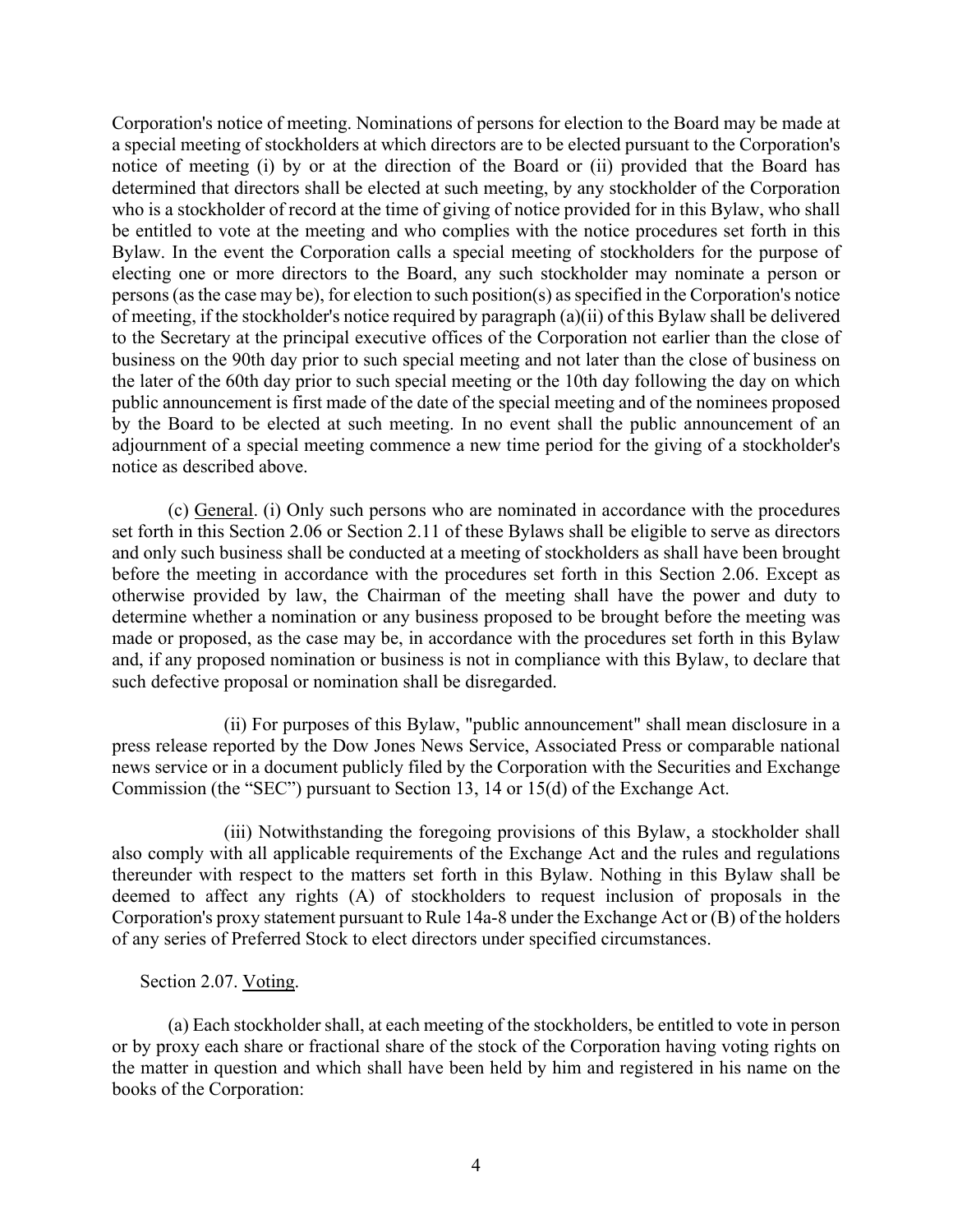Corporation's notice of meeting. Nominations of persons for election to the Board may be made at a special meeting of stockholders at which directors are to be elected pursuant to the Corporation's notice of meeting (i) by or at the direction of the Board or (ii) provided that the Board has determined that directors shall be elected at such meeting, by any stockholder of the Corporation who is a stockholder of record at the time of giving of notice provided for in this Bylaw, who shall be entitled to vote at the meeting and who complies with the notice procedures set forth in this Bylaw. In the event the Corporation calls a special meeting of stockholders for the purpose of electing one or more directors to the Board, any such stockholder may nominate a person or persons (as the case may be), for election to such position(s) as specified in the Corporation's notice of meeting, if the stockholder's notice required by paragraph (a)(ii) of this Bylaw shall be delivered to the Secretary at the principal executive offices of the Corporation not earlier than the close of business on the 90th day prior to such special meeting and not later than the close of business on the later of the 60th day prior to such special meeting or the 10th day following the day on which public announcement is first made of the date of the special meeting and of the nominees proposed by the Board to be elected at such meeting. In no event shall the public announcement of an adjournment of a special meeting commence a new time period for the giving of a stockholder's notice as described above.

(c) General. (i) Only such persons who are nominated in accordance with the procedures set forth in this Section 2.06 or Section 2.11 of these Bylaws shall be eligible to serve as directors and only such business shall be conducted at a meeting of stockholders as shall have been brought before the meeting in accordance with the procedures set forth in this Section 2.06. Except as otherwise provided by law, the Chairman of the meeting shall have the power and duty to determine whether a nomination or any business proposed to be brought before the meeting was made or proposed, as the case may be, in accordance with the procedures set forth in this Bylaw and, if any proposed nomination or business is not in compliance with this Bylaw, to declare that such defective proposal or nomination shall be disregarded.

(ii) For purposes of this Bylaw, "public announcement" shall mean disclosure in a press release reported by the Dow Jones News Service, Associated Press or comparable national news service or in a document publicly filed by the Corporation with the Securities and Exchange Commission (the "SEC") pursuant to Section 13, 14 or 15(d) of the Exchange Act.

(iii) Notwithstanding the foregoing provisions of this Bylaw, a stockholder shall also comply with all applicable requirements of the Exchange Act and the rules and regulations thereunder with respect to the matters set forth in this Bylaw. Nothing in this Bylaw shall be deemed to affect any rights (A) of stockholders to request inclusion of proposals in the Corporation's proxy statement pursuant to Rule 14a-8 under the Exchange Act or (B) of the holders of any series of Preferred Stock to elect directors under specified circumstances.

Section 2.07. Voting.

(a) Each stockholder shall, at each meeting of the stockholders, be entitled to vote in person or by proxy each share or fractional share of the stock of the Corporation having voting rights on the matter in question and which shall have been held by him and registered in his name on the books of the Corporation: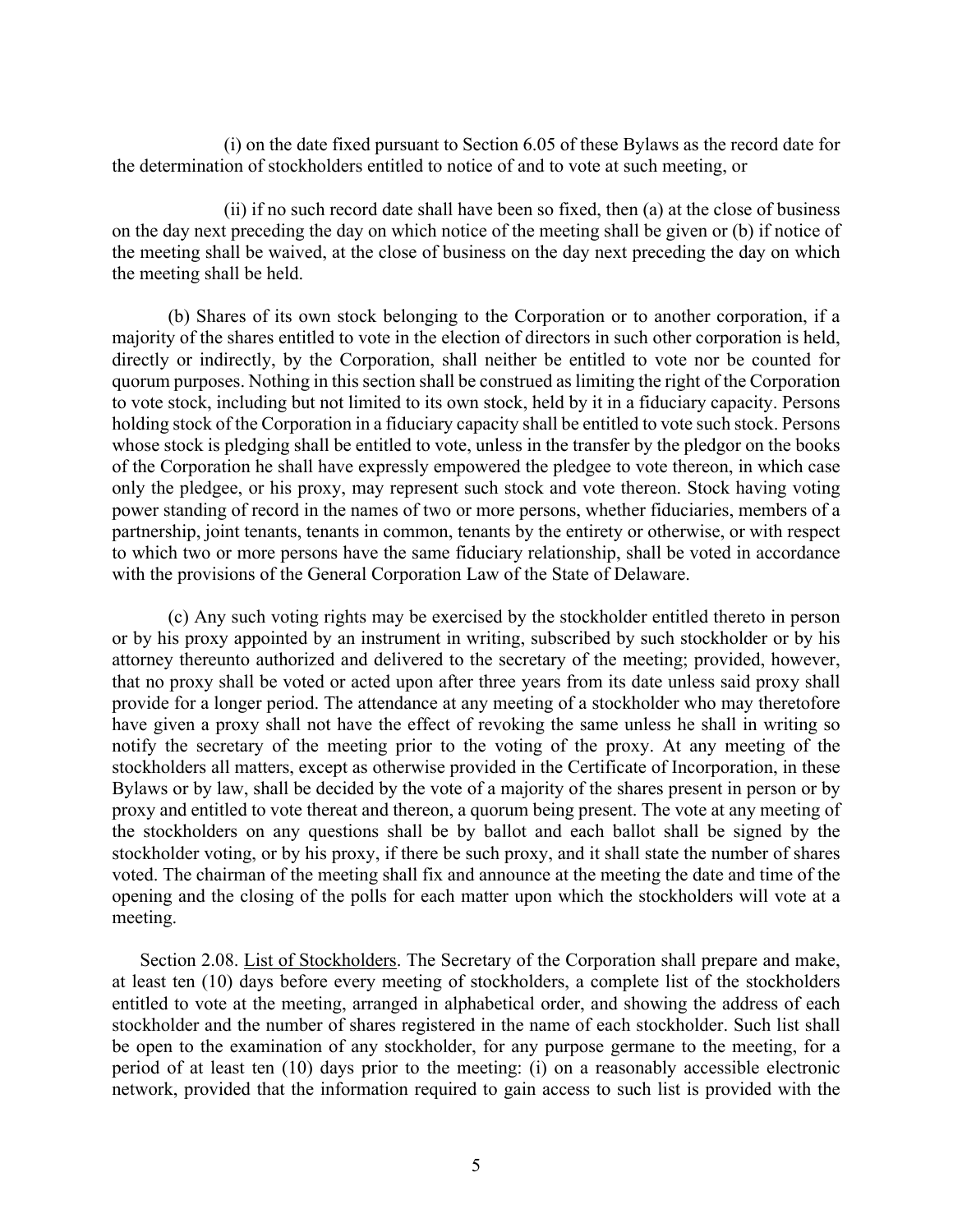(i) on the date fixed pursuant to Section 6.05 of these Bylaws as the record date for the determination of stockholders entitled to notice of and to vote at such meeting, or

(ii) if no such record date shall have been so fixed, then (a) at the close of business on the day next preceding the day on which notice of the meeting shall be given or (b) if notice of the meeting shall be waived, at the close of business on the day next preceding the day on which the meeting shall be held.

(b) Shares of its own stock belonging to the Corporation or to another corporation, if a majority of the shares entitled to vote in the election of directors in such other corporation is held, directly or indirectly, by the Corporation, shall neither be entitled to vote nor be counted for quorum purposes. Nothing in this section shall be construed as limiting the right of the Corporation to vote stock, including but not limited to its own stock, held by it in a fiduciary capacity. Persons holding stock of the Corporation in a fiduciary capacity shall be entitled to vote such stock. Persons whose stock is pledging shall be entitled to vote, unless in the transfer by the pledgor on the books of the Corporation he shall have expressly empowered the pledgee to vote thereon, in which case only the pledgee, or his proxy, may represent such stock and vote thereon. Stock having voting power standing of record in the names of two or more persons, whether fiduciaries, members of a partnership, joint tenants, tenants in common, tenants by the entirety or otherwise, or with respect to which two or more persons have the same fiduciary relationship, shall be voted in accordance with the provisions of the General Corporation Law of the State of Delaware.

(c) Any such voting rights may be exercised by the stockholder entitled thereto in person or by his proxy appointed by an instrument in writing, subscribed by such stockholder or by his attorney thereunto authorized and delivered to the secretary of the meeting; provided, however, that no proxy shall be voted or acted upon after three years from its date unless said proxy shall provide for a longer period. The attendance at any meeting of a stockholder who may theretofore have given a proxy shall not have the effect of revoking the same unless he shall in writing so notify the secretary of the meeting prior to the voting of the proxy. At any meeting of the stockholders all matters, except as otherwise provided in the Certificate of Incorporation, in these Bylaws or by law, shall be decided by the vote of a majority of the shares present in person or by proxy and entitled to vote thereat and thereon, a quorum being present. The vote at any meeting of the stockholders on any questions shall be by ballot and each ballot shall be signed by the stockholder voting, or by his proxy, if there be such proxy, and it shall state the number of shares voted. The chairman of the meeting shall fix and announce at the meeting the date and time of the opening and the closing of the polls for each matter upon which the stockholders will vote at a meeting.

Section 2.08. List of Stockholders. The Secretary of the Corporation shall prepare and make, at least ten (10) days before every meeting of stockholders, a complete list of the stockholders entitled to vote at the meeting, arranged in alphabetical order, and showing the address of each stockholder and the number of shares registered in the name of each stockholder. Such list shall be open to the examination of any stockholder, for any purpose germane to the meeting, for a period of at least ten (10) days prior to the meeting: (i) on a reasonably accessible electronic network, provided that the information required to gain access to such list is provided with the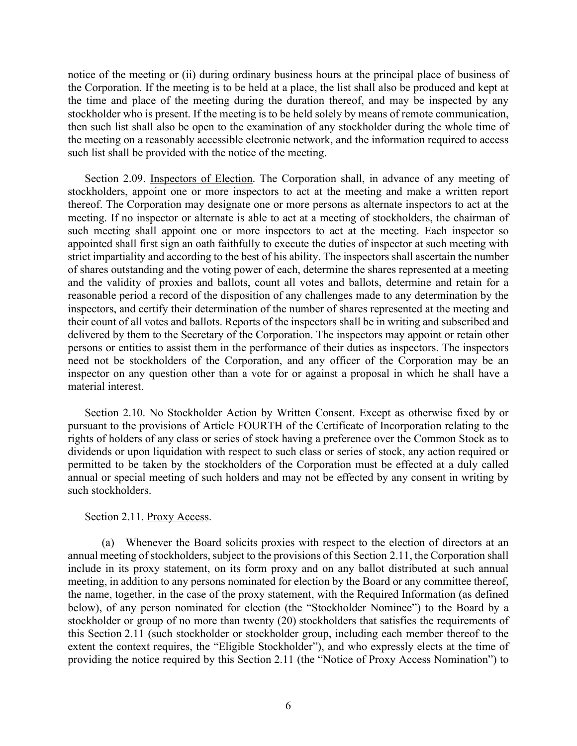notice of the meeting or (ii) during ordinary business hours at the principal place of business of the Corporation. If the meeting is to be held at a place, the list shall also be produced and kept at the time and place of the meeting during the duration thereof, and may be inspected by any stockholder who is present. If the meeting is to be held solely by means of remote communication, then such list shall also be open to the examination of any stockholder during the whole time of the meeting on a reasonably accessible electronic network, and the information required to access such list shall be provided with the notice of the meeting.

Section 2.09. Inspectors of Election. The Corporation shall, in advance of any meeting of stockholders, appoint one or more inspectors to act at the meeting and make a written report thereof. The Corporation may designate one or more persons as alternate inspectors to act at the meeting. If no inspector or alternate is able to act at a meeting of stockholders, the chairman of such meeting shall appoint one or more inspectors to act at the meeting. Each inspector so appointed shall first sign an oath faithfully to execute the duties of inspector at such meeting with strict impartiality and according to the best of his ability. The inspectors shall ascertain the number of shares outstanding and the voting power of each, determine the shares represented at a meeting and the validity of proxies and ballots, count all votes and ballots, determine and retain for a reasonable period a record of the disposition of any challenges made to any determination by the inspectors, and certify their determination of the number of shares represented at the meeting and their count of all votes and ballots. Reports of the inspectors shall be in writing and subscribed and delivered by them to the Secretary of the Corporation. The inspectors may appoint or retain other persons or entities to assist them in the performance of their duties as inspectors. The inspectors need not be stockholders of the Corporation, and any officer of the Corporation may be an inspector on any question other than a vote for or against a proposal in which he shall have a material interest.

Section 2.10. No Stockholder Action by Written Consent. Except as otherwise fixed by or pursuant to the provisions of Article FOURTH of the Certificate of Incorporation relating to the rights of holders of any class or series of stock having a preference over the Common Stock as to dividends or upon liquidation with respect to such class or series of stock, any action required or permitted to be taken by the stockholders of the Corporation must be effected at a duly called annual or special meeting of such holders and may not be effected by any consent in writing by such stockholders.

Section 2.11. Proxy Access.

(a) Whenever the Board solicits proxies with respect to the election of directors at an annual meeting of stockholders, subject to the provisions of this Section 2.11, the Corporation shall include in its proxy statement, on its form proxy and on any ballot distributed at such annual meeting, in addition to any persons nominated for election by the Board or any committee thereof, the name, together, in the case of the proxy statement, with the Required Information (as defined below), of any person nominated for election (the "Stockholder Nominee") to the Board by a stockholder or group of no more than twenty (20) stockholders that satisfies the requirements of this Section 2.11 (such stockholder or stockholder group, including each member thereof to the extent the context requires, the "Eligible Stockholder"), and who expressly elects at the time of providing the notice required by this Section 2.11 (the "Notice of Proxy Access Nomination") to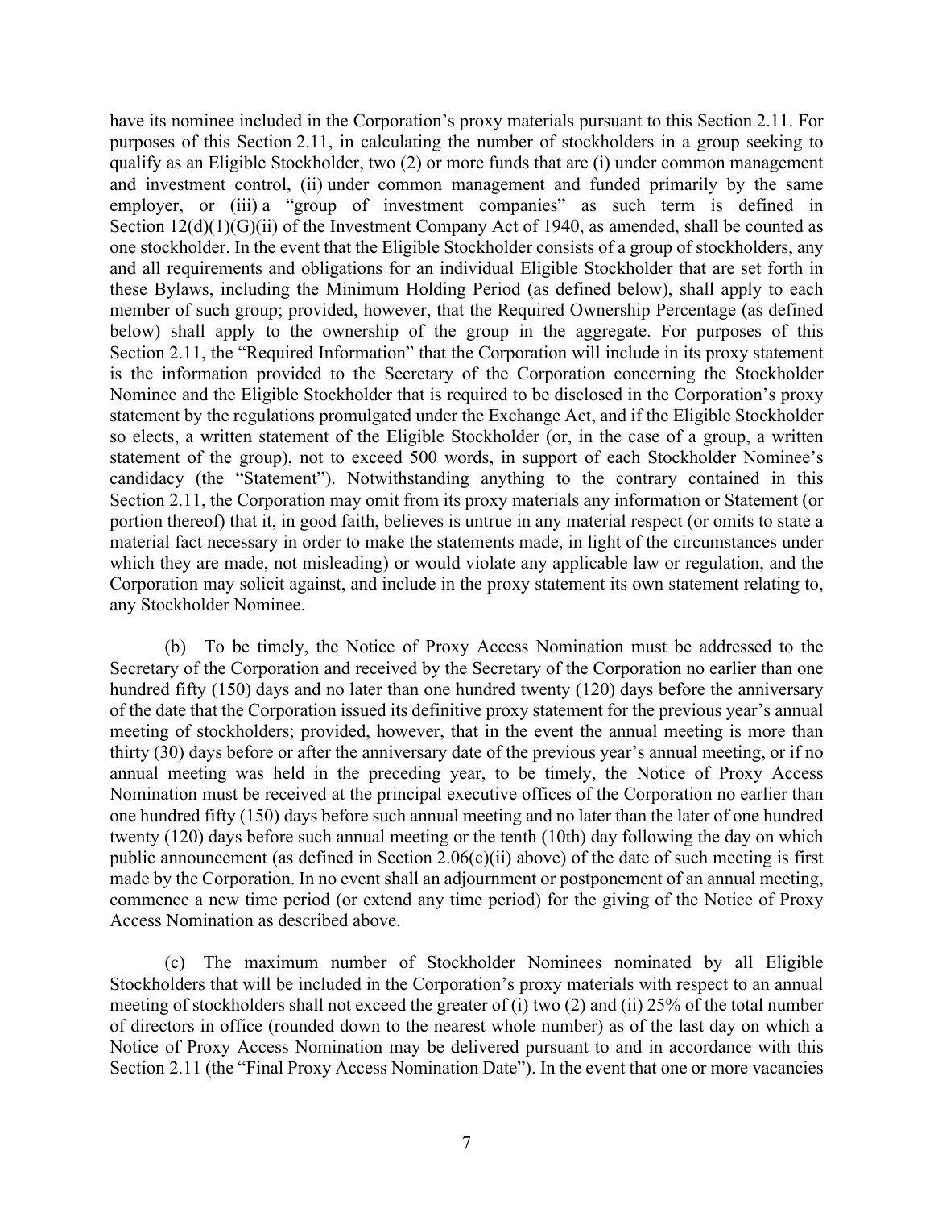have its nominee included in the Corporation's proxy materials pursuant to this Section 2.11. For purposes of this Section 2.11, in calculating the number of stockholders in a group seeking to qualify as an Eligible Stockholder, two (2) or more funds that are (i) under common management and investment control, (ii) under common management and funded primarily by the same employer, or (iii) a "group of investment companies" as such term is defined in Section 12(d)(1)(G)(ii) of the Investment Company Act of 1940, as amended, shall be counted as one stockholder. In the event that the Eligible Stockholder consists of a group of stockholders, any and all requirements and obligations for an individual Eligible Stockholder that are set forth in these Bylaws, including the Minimum Holding Period (as defined below), shall apply to each member of such group; provided, however, that the Required Ownership Percentage (as defined below) shall apply to the ownership of the group in the aggregate. For purposes of this Section 2.11, the "Required Information" that the Corporation will include in its proxy statement is the information provided to the Secretary of the Corporation concerning the Stockholder Nominee and the Eligible Stockholder that is required to be disclosed in the Corporation's proxy statement by the regulations promulgated under the Exchange Act, and if the Eligible Stockholder so elects, a written statement of the Eligible Stockholder (or, in the case of a group, a written statement of the group), not to exceed 500 words, in support of each Stockholder Nominee's candidacy (the "Statement"). Notwithstanding anything to the contrary contained in this Section 2.11, the Corporation may omit from its proxy materials any information or Statement (or portion thereof) that it, in good faith, believes is untrue in any material respect (or omits to state a material fact necessary in order to make the statements made, in light of the circumstances under which they are made, not misleading) or would violate any applicable law or regulation, and the Corporation may solicit against, and include in the proxy statement its own statement relating to, any Stockholder Nominee.

(b) To be timely, the Notice of Proxy Access Nomination must be addressed to the Secretary of the Corporation and received by the Secretary of the Corporation no earlier than one hundred fifty (150) days and no later than one hundred twenty (120) days before the anniversary of the date that the Corporation issued its definitive proxy statement for the previous year's annual meeting of stockholders; provided, however, that in the event the annual meeting is more than thirty (30) days before or after the anniversary date of the previous year's annual meeting, or if no annual meeting was held in the preceding year, to be timely, the Notice of Proxy Access Nomination must be received at the principal executive offices of the Corporation no earlier than one hundred fifty (150) days before such annual meeting and no later than the later of one hundred twenty (120) days before such annual meeting or the tenth (10th) day following the day on which public announcement (as defined in Section 2.06(c)(ii) above) of the date of such meeting is first made by the Corporation. In no event shall an adjournment or postponement of an annual meeting, commence a new time period (or extend any time period) for the giving of the Notice of Proxy Access Nomination as described above.

(c) The maximum number of Stockholder Nominees nominated by all Eligible Stockholders that will be included in the Corporation's proxy materials with respect to an annual meeting of stockholders shall not exceed the greater of (i) two (2) and (ii) 25% of the total number of directors in office (rounded down to the nearest whole number) as of the last day on which a Notice of Proxy Access Nomination may be delivered pursuant to and in accordance with this Section 2.11 (the "Final Proxy Access Nomination Date"). In the event that one or more vacancies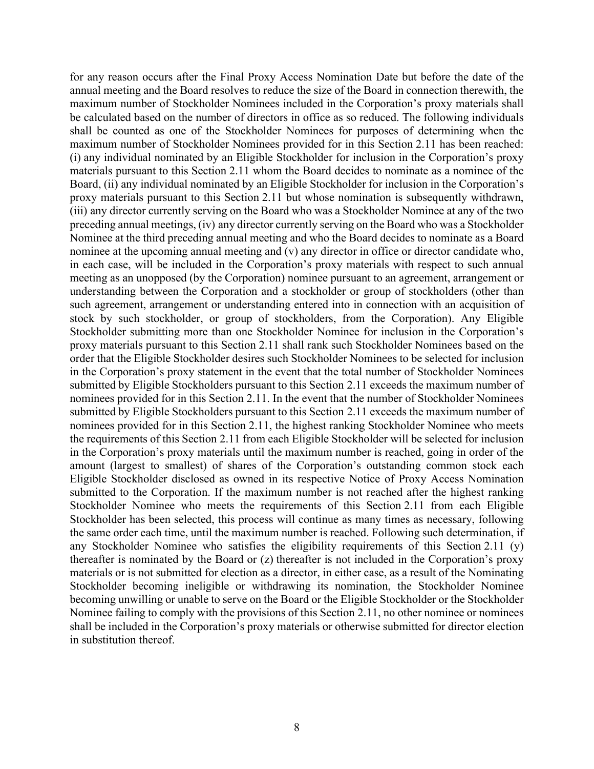for any reason occurs after the Final Proxy Access Nomination Date but before the date of the annual meeting and the Board resolves to reduce the size of the Board in connection therewith, the maximum number of Stockholder Nominees included in the Corporation's proxy materials shall be calculated based on the number of directors in office as so reduced. The following individuals shall be counted as one of the Stockholder Nominees for purposes of determining when the maximum number of Stockholder Nominees provided for in this Section 2.11 has been reached: (i) any individual nominated by an Eligible Stockholder for inclusion in the Corporation's proxy materials pursuant to this Section 2.11 whom the Board decides to nominate as a nominee of the Board, (ii) any individual nominated by an Eligible Stockholder for inclusion in the Corporation's proxy materials pursuant to this Section 2.11 but whose nomination is subsequently withdrawn, (iii) any director currently serving on the Board who was a Stockholder Nominee at any of the two preceding annual meetings, (iv) any director currently serving on the Board who was a Stockholder Nominee at the third preceding annual meeting and who the Board decides to nominate as a Board nominee at the upcoming annual meeting and (v) any director in office or director candidate who, in each case, will be included in the Corporation's proxy materials with respect to such annual meeting as an unopposed (by the Corporation) nominee pursuant to an agreement, arrangement or understanding between the Corporation and a stockholder or group of stockholders (other than such agreement, arrangement or understanding entered into in connection with an acquisition of stock by such stockholder, or group of stockholders, from the Corporation). Any Eligible Stockholder submitting more than one Stockholder Nominee for inclusion in the Corporation's proxy materials pursuant to this Section 2.11 shall rank such Stockholder Nominees based on the order that the Eligible Stockholder desires such Stockholder Nominees to be selected for inclusion in the Corporation's proxy statement in the event that the total number of Stockholder Nominees submitted by Eligible Stockholders pursuant to this Section 2.11 exceeds the maximum number of nominees provided for in this Section 2.11. In the event that the number of Stockholder Nominees submitted by Eligible Stockholders pursuant to this Section 2.11 exceeds the maximum number of nominees provided for in this Section 2.11, the highest ranking Stockholder Nominee who meets the requirements of this Section 2.11 from each Eligible Stockholder will be selected for inclusion in the Corporation's proxy materials until the maximum number is reached, going in order of the amount (largest to smallest) of shares of the Corporation's outstanding common stock each Eligible Stockholder disclosed as owned in its respective Notice of Proxy Access Nomination submitted to the Corporation. If the maximum number is not reached after the highest ranking Stockholder Nominee who meets the requirements of this Section 2.11 from each Eligible Stockholder has been selected, this process will continue as many times as necessary, following the same order each time, until the maximum number is reached. Following such determination, if any Stockholder Nominee who satisfies the eligibility requirements of this Section 2.11 (y) thereafter is nominated by the Board or (z) thereafter is not included in the Corporation's proxy materials or is not submitted for election as a director, in either case, as a result of the Nominating Stockholder becoming ineligible or withdrawing its nomination, the Stockholder Nominee becoming unwilling or unable to serve on the Board or the Eligible Stockholder or the Stockholder Nominee failing to comply with the provisions of this Section 2.11, no other nominee or nominees shall be included in the Corporation's proxy materials or otherwise submitted for director election in substitution thereof.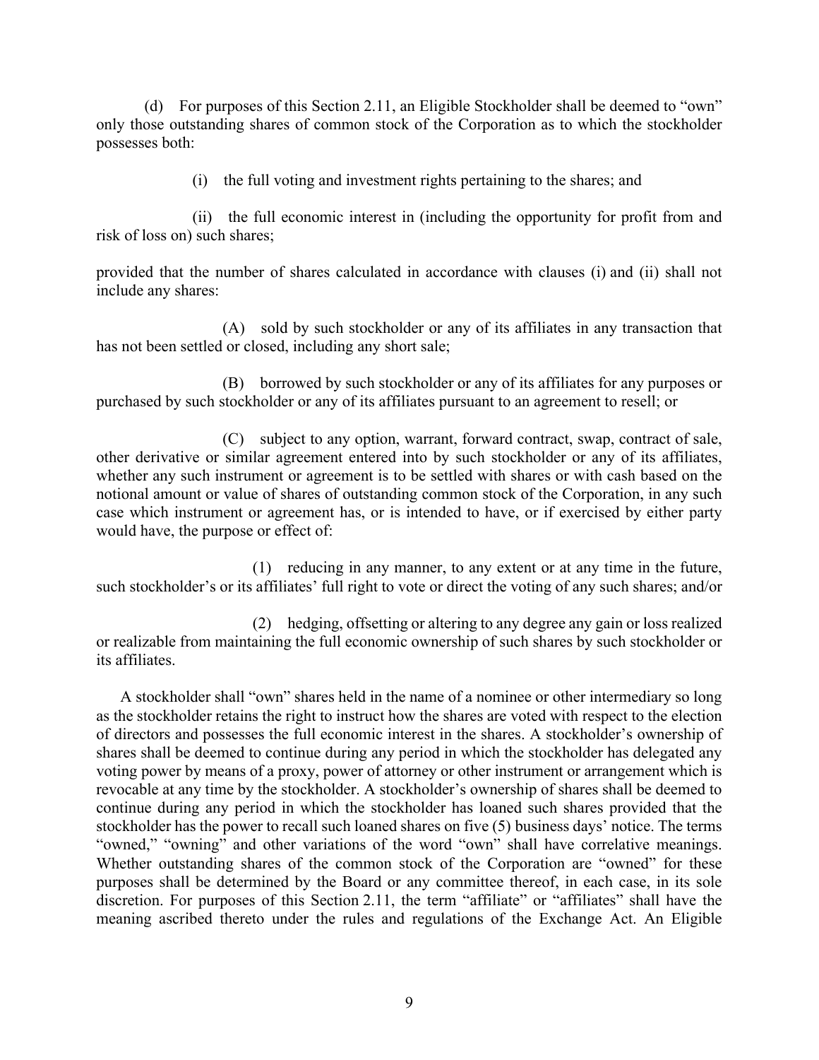(d) For purposes of this Section 2.11, an Eligible Stockholder shall be deemed to "own" only those outstanding shares of common stock of the Corporation as to which the stockholder possesses both:

(i) the full voting and investment rights pertaining to the shares; and

(ii) the full economic interest in (including the opportunity for profit from and risk of loss on) such shares;

provided that the number of shares calculated in accordance with clauses (i) and (ii) shall not include any shares:

(A) sold by such stockholder or any of its affiliates in any transaction that has not been settled or closed, including any short sale;

(B) borrowed by such stockholder or any of its affiliates for any purposes or purchased by such stockholder or any of its affiliates pursuant to an agreement to resell; or

(C) subject to any option, warrant, forward contract, swap, contract of sale, other derivative or similar agreement entered into by such stockholder or any of its affiliates, whether any such instrument or agreement is to be settled with shares or with cash based on the notional amount or value of shares of outstanding common stock of the Corporation, in any such case which instrument or agreement has, or is intended to have, or if exercised by either party would have, the purpose or effect of:

(1) reducing in any manner, to any extent or at any time in the future, such stockholder's or its affiliates' full right to vote or direct the voting of any such shares; and/or

(2) hedging, offsetting or altering to any degree any gain or loss realized or realizable from maintaining the full economic ownership of such shares by such stockholder or its affiliates.

A stockholder shall "own" shares held in the name of a nominee or other intermediary so long as the stockholder retains the right to instruct how the shares are voted with respect to the election of directors and possesses the full economic interest in the shares. A stockholder's ownership of shares shall be deemed to continue during any period in which the stockholder has delegated any voting power by means of a proxy, power of attorney or other instrument or arrangement which is revocable at any time by the stockholder. A stockholder's ownership of shares shall be deemed to continue during any period in which the stockholder has loaned such shares provided that the stockholder has the power to recall such loaned shares on five (5) business days' notice. The terms "owned," "owning" and other variations of the word "own" shall have correlative meanings. Whether outstanding shares of the common stock of the Corporation are "owned" for these purposes shall be determined by the Board or any committee thereof, in each case, in its sole discretion. For purposes of this Section 2.11, the term "affiliate" or "affiliates" shall have the meaning ascribed thereto under the rules and regulations of the Exchange Act. An Eligible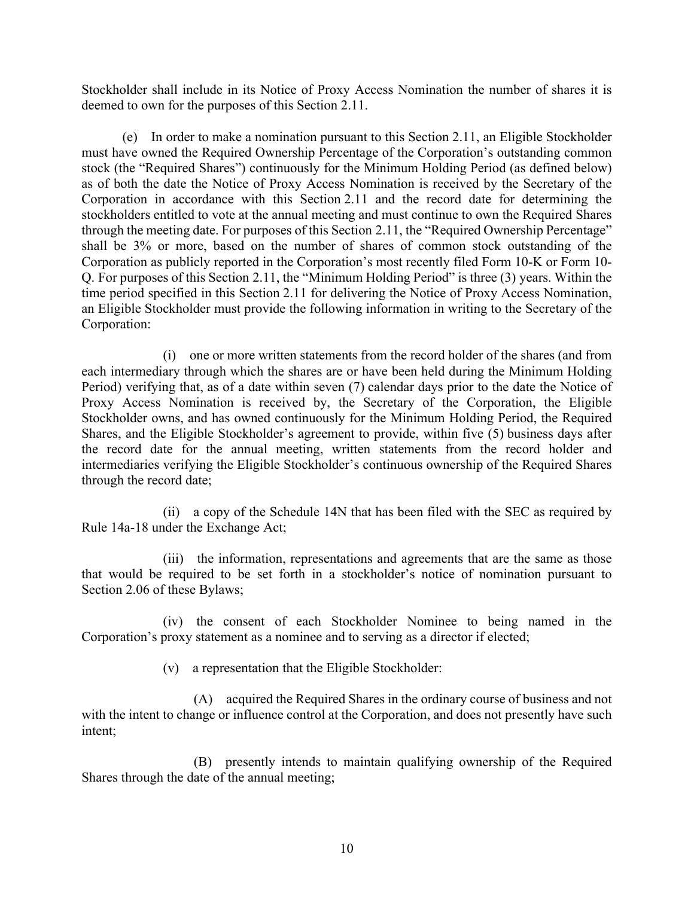Stockholder shall include in its Notice of Proxy Access Nomination the number of shares it is deemed to own for the purposes of this Section 2.11.

(e) In order to make a nomination pursuant to this Section 2.11, an Eligible Stockholder must have owned the Required Ownership Percentage of the Corporation's outstanding common stock (the "Required Shares") continuously for the Minimum Holding Period (as defined below) as of both the date the Notice of Proxy Access Nomination is received by the Secretary of the Corporation in accordance with this Section 2.11 and the record date for determining the stockholders entitled to vote at the annual meeting and must continue to own the Required Shares through the meeting date. For purposes of this Section 2.11, the "Required Ownership Percentage" shall be 3% or more, based on the number of shares of common stock outstanding of the Corporation as publicly reported in the Corporation's most recently filed Form 10-K or Form 10-Q. For purposes of this Section 2.11, the "Minimum Holding Period" is three (3) years. Within the time period specified in this Section 2.11 for delivering the Notice of Proxy Access Nomination, an Eligible Stockholder must provide the following information in writing to the Secretary of the Corporation:

(i) one or more written statements from the record holder of the shares (and from each intermediary through which the shares are or have been held during the Minimum Holding Period) verifying that, as of a date within seven (7) calendar days prior to the date the Notice of Proxy Access Nomination is received by, the Secretary of the Corporation, the Eligible Stockholder owns, and has owned continuously for the Minimum Holding Period, the Required Shares, and the Eligible Stockholder's agreement to provide, within five (5) business days after the record date for the annual meeting, written statements from the record holder and intermediaries verifying the Eligible Stockholder's continuous ownership of the Required Shares through the record date;

(ii) a copy of the Schedule 14N that has been filed with the SEC as required by Rule 14a-18 under the Exchange Act;

(iii) the information, representations and agreements that are the same as those that would be required to be set forth in a stockholder's notice of nomination pursuant to Section 2.06 of these Bylaws;

(iv) the consent of each Stockholder Nominee to being named in the Corporation's proxy statement as a nominee and to serving as a director if elected;

(v) a representation that the Eligible Stockholder:

(A) acquired the Required Shares in the ordinary course of business and not with the intent to change or influence control at the Corporation, and does not presently have such intent;

(B) presently intends to maintain qualifying ownership of the Required Shares through the date of the annual meeting;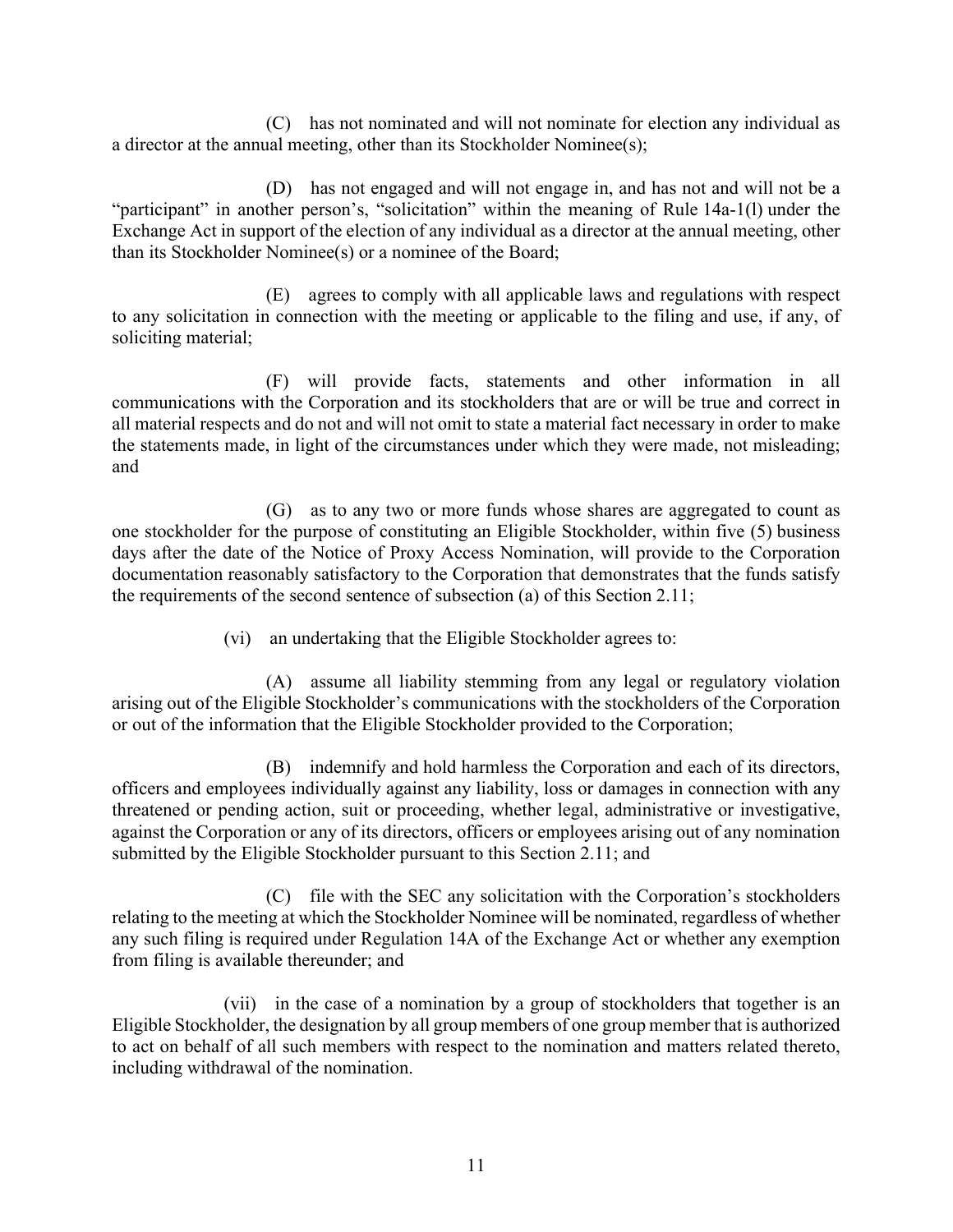(C) has not nominated and will not nominate for election any individual as a director at the annual meeting, other than its Stockholder Nominee(s);

(D) has not engaged and will not engage in, and has not and will not be a "participant" in another person's, "solicitation" within the meaning of Rule 14a-1(l) under the Exchange Act in support of the election of any individual as a director at the annual meeting, other than its Stockholder Nominee(s) or a nominee of the Board;

(E) agrees to comply with all applicable laws and regulations with respect to any solicitation in connection with the meeting or applicable to the filing and use, if any, of soliciting material;

(F) will provide facts, statements and other information in all communications with the Corporation and its stockholders that are or will be true and correct in all material respects and do not and will not omit to state a material fact necessary in order to make the statements made, in light of the circumstances under which they were made, not misleading; and

(G) as to any two or more funds whose shares are aggregated to count as one stockholder for the purpose of constituting an Eligible Stockholder, within five (5) business days after the date of the Notice of Proxy Access Nomination, will provide to the Corporation documentation reasonably satisfactory to the Corporation that demonstrates that the funds satisfy the requirements of the second sentence of subsection (a) of this Section 2.11;

(vi) an undertaking that the Eligible Stockholder agrees to:

(A) assume all liability stemming from any legal or regulatory violation arising out of the Eligible Stockholder's communications with the stockholders of the Corporation or out of the information that the Eligible Stockholder provided to the Corporation;

(B) indemnify and hold harmless the Corporation and each of its directors, officers and employees individually against any liability, loss or damages in connection with any threatened or pending action, suit or proceeding, whether legal, administrative or investigative, against the Corporation or any of its directors, officers or employees arising out of any nomination submitted by the Eligible Stockholder pursuant to this Section 2.11; and

(C) file with the SEC any solicitation with the Corporation's stockholders relating to the meeting at which the Stockholder Nominee will be nominated, regardless of whether any such filing is required under Regulation 14A of the Exchange Act or whether any exemption from filing is available thereunder; and

(vii) in the case of a nomination by a group of stockholders that together is an Eligible Stockholder, the designation by all group members of one group member that is authorized to act on behalf of all such members with respect to the nomination and matters related thereto, including withdrawal of the nomination.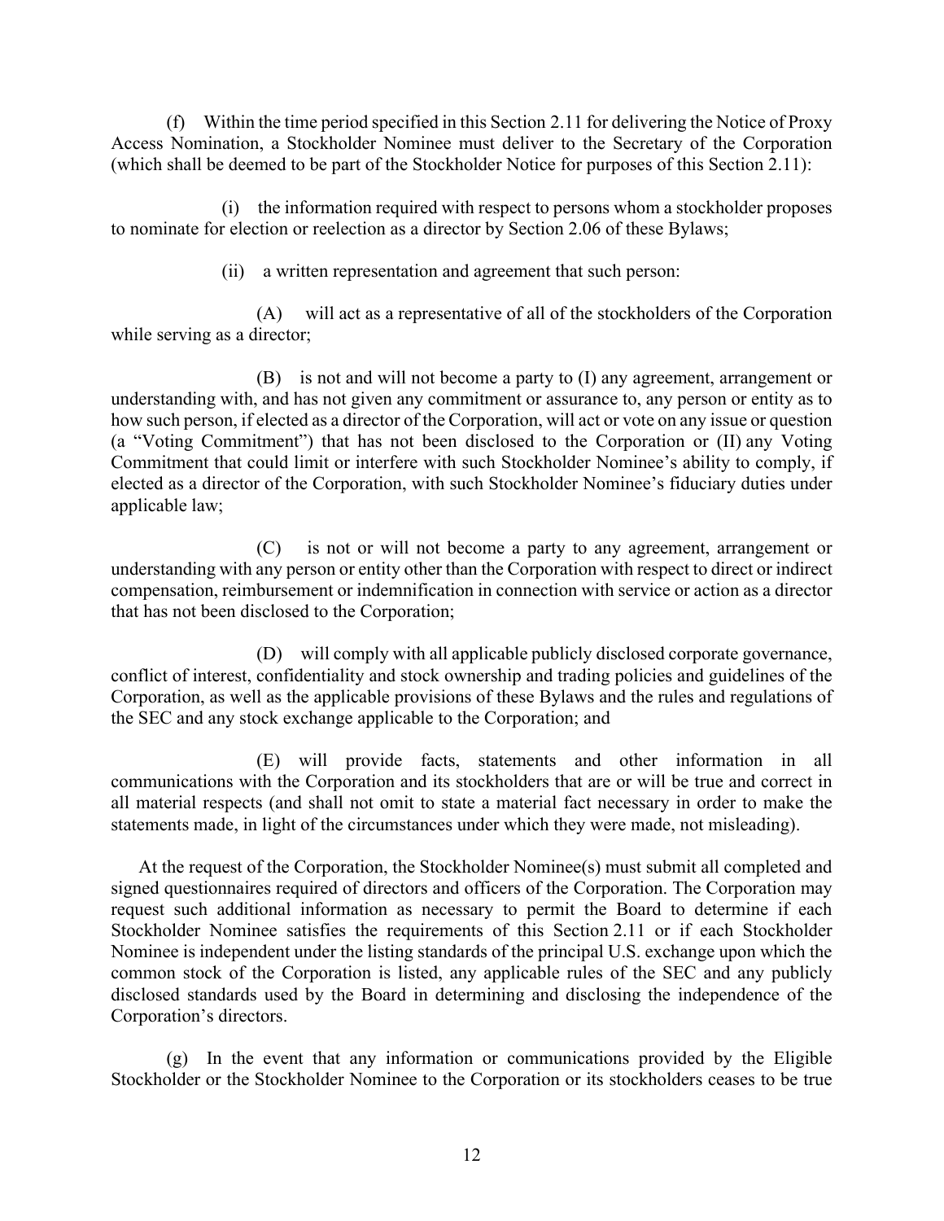(f) Within the time period specified in this Section 2.11 for delivering the Notice of Proxy Access Nomination, a Stockholder Nominee must deliver to the Secretary of the Corporation (which shall be deemed to be part of the Stockholder Notice for purposes of this Section 2.11):

(i) the information required with respect to persons whom a stockholder proposes to nominate for election or reelection as a director by Section 2.06 of these Bylaws;

(ii) a written representation and agreement that such person:

(A) will act as a representative of all of the stockholders of the Corporation while serving as a director;

(B) is not and will not become a party to (I) any agreement, arrangement or understanding with, and has not given any commitment or assurance to, any person or entity as to how such person, if elected as a director of the Corporation, will act or vote on any issue or question (a "Voting Commitment") that has not been disclosed to the Corporation or (II) any Voting Commitment that could limit or interfere with such Stockholder Nominee's ability to comply, if elected as a director of the Corporation, with such Stockholder Nominee's fiduciary duties under applicable law;

(C) is not or will not become a party to any agreement, arrangement or understanding with any person or entity other than the Corporation with respect to direct or indirect compensation, reimbursement or indemnification in connection with service or action as a director that has not been disclosed to the Corporation;

(D) will comply with all applicable publicly disclosed corporate governance, conflict of interest, confidentiality and stock ownership and trading policies and guidelines of the Corporation, as well as the applicable provisions of these Bylaws and the rules and regulations of the SEC and any stock exchange applicable to the Corporation; and

(E) will provide facts, statements and other information in all communications with the Corporation and its stockholders that are or will be true and correct in all material respects (and shall not omit to state a material fact necessary in order to make the statements made, in light of the circumstances under which they were made, not misleading).

At the request of the Corporation, the Stockholder Nominee(s) must submit all completed and signed questionnaires required of directors and officers of the Corporation. The Corporation may request such additional information as necessary to permit the Board to determine if each Stockholder Nominee satisfies the requirements of this Section 2.11 or if each Stockholder Nominee is independent under the listing standards of the principal U.S. exchange upon which the common stock of the Corporation is listed, any applicable rules of the SEC and any publicly disclosed standards used by the Board in determining and disclosing the independence of the Corporation's directors.

(g) In the event that any information or communications provided by the Eligible Stockholder or the Stockholder Nominee to the Corporation or its stockholders ceases to be true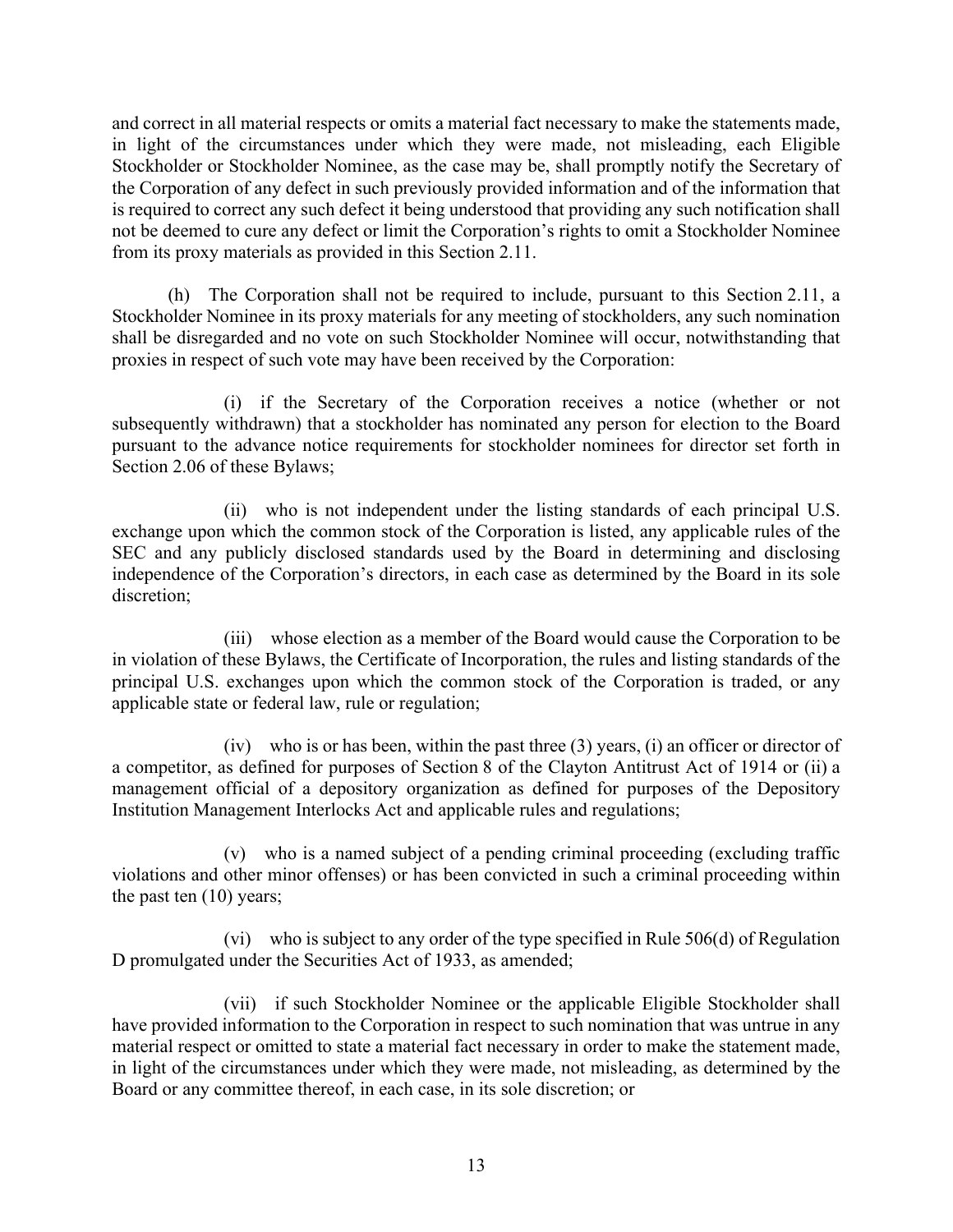and correct in all material respects or omits a material fact necessary to make the statements made, in light of the circumstances under which they were made, not misleading, each Eligible Stockholder or Stockholder Nominee, as the case may be, shall promptly notify the Secretary of the Corporation of any defect in such previously provided information and of the information that is required to correct any such defect it being understood that providing any such notification shall not be deemed to cure any defect or limit the Corporation's rights to omit a Stockholder Nominee from its proxy materials as provided in this Section 2.11.

(h) The Corporation shall not be required to include, pursuant to this Section 2.11, a Stockholder Nominee in its proxy materials for any meeting of stockholders, any such nomination shall be disregarded and no vote on such Stockholder Nominee will occur, notwithstanding that proxies in respect of such vote may have been received by the Corporation:

(i) if the Secretary of the Corporation receives a notice (whether or not subsequently withdrawn) that a stockholder has nominated any person for election to the Board pursuant to the advance notice requirements for stockholder nominees for director set forth in Section 2.06 of these Bylaws;

(ii) who is not independent under the listing standards of each principal U.S. exchange upon which the common stock of the Corporation is listed, any applicable rules of the SEC and any publicly disclosed standards used by the Board in determining and disclosing independence of the Corporation's directors, in each case as determined by the Board in its sole discretion;

(iii) whose election as a member of the Board would cause the Corporation to be in violation of these Bylaws, the Certificate of Incorporation, the rules and listing standards of the principal U.S. exchanges upon which the common stock of the Corporation is traded, or any applicable state or federal law, rule or regulation;

(iv) who is or has been, within the past three (3) years, (i) an officer or director of a competitor, as defined for purposes of Section 8 of the Clayton Antitrust Act of 1914 or (ii) a management official of a depository organization as defined for purposes of the Depository Institution Management Interlocks Act and applicable rules and regulations;

(v) who is a named subject of a pending criminal proceeding (excluding traffic violations and other minor offenses) or has been convicted in such a criminal proceeding within the past ten (10) years;

(vi) who is subject to any order of the type specified in Rule 506(d) of Regulation D promulgated under the Securities Act of 1933, as amended;

(vii) if such Stockholder Nominee or the applicable Eligible Stockholder shall have provided information to the Corporation in respect to such nomination that was untrue in any material respect or omitted to state a material fact necessary in order to make the statement made, in light of the circumstances under which they were made, not misleading, as determined by the Board or any committee thereof, in each case, in its sole discretion; or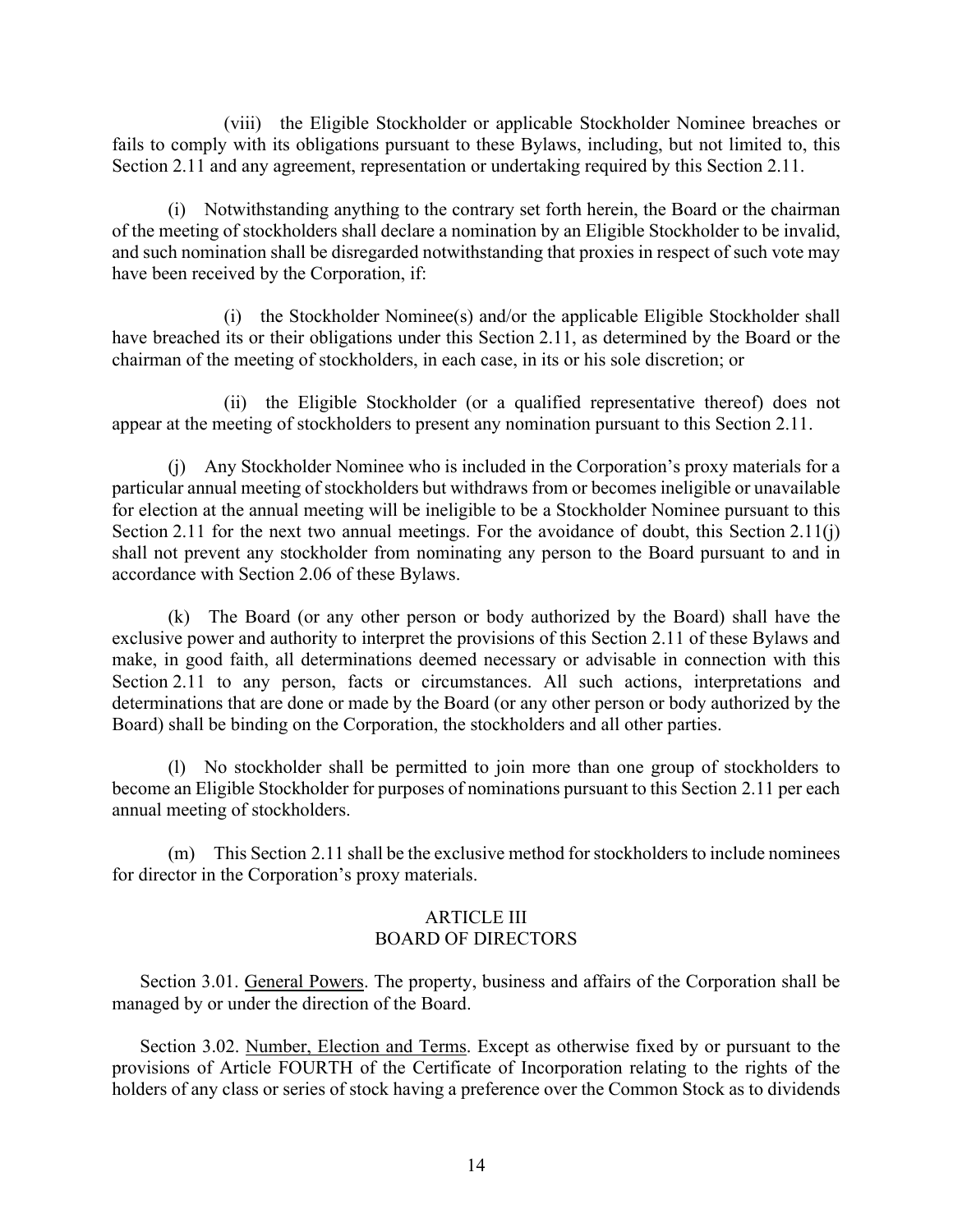(viii) the Eligible Stockholder or applicable Stockholder Nominee breaches or fails to comply with its obligations pursuant to these Bylaws, including, but not limited to, this Section 2.11 and any agreement, representation or undertaking required by this Section 2.11.

(i) Notwithstanding anything to the contrary set forth herein, the Board or the chairman of the meeting of stockholders shall declare a nomination by an Eligible Stockholder to be invalid, and such nomination shall be disregarded notwithstanding that proxies in respect of such vote may have been received by the Corporation, if:

(i) the Stockholder Nominee(s) and/or the applicable Eligible Stockholder shall have breached its or their obligations under this Section 2.11, as determined by the Board or the chairman of the meeting of stockholders, in each case, in its or his sole discretion; or

(ii) the Eligible Stockholder (or a qualified representative thereof) does not appear at the meeting of stockholders to present any nomination pursuant to this Section 2.11.

(j) Any Stockholder Nominee who is included in the Corporation's proxy materials for a particular annual meeting of stockholders but withdraws from or becomes ineligible or unavailable for election at the annual meeting will be ineligible to be a Stockholder Nominee pursuant to this Section 2.11 for the next two annual meetings. For the avoidance of doubt, this Section 2.11(j) shall not prevent any stockholder from nominating any person to the Board pursuant to and in accordance with Section 2.06 of these Bylaws.

(k) The Board (or any other person or body authorized by the Board) shall have the exclusive power and authority to interpret the provisions of this Section 2.11 of these Bylaws and make, in good faith, all determinations deemed necessary or advisable in connection with this Section 2.11 to any person, facts or circumstances. All such actions, interpretations and determinations that are done or made by the Board (or any other person or body authorized by the Board) shall be binding on the Corporation, the stockholders and all other parties.

(l) No stockholder shall be permitted to join more than one group of stockholders to become an Eligible Stockholder for purposes of nominations pursuant to this Section 2.11 per each annual meeting of stockholders.

(m) This Section 2.11 shall be the exclusive method for stockholders to include nominees for director in the Corporation's proxy materials.

## ARTICLE III
## BOARD OF DIRECTORS

Section 3.01. General Powers. The property, business and affairs of the Corporation shall be managed by or under the direction of the Board.

Section 3.02. Number, Election and Terms. Except as otherwise fixed by or pursuant to the provisions of Article FOURTH of the Certificate of Incorporation relating to the rights of the holders of any class or series of stock having a preference over the Common Stock as to dividends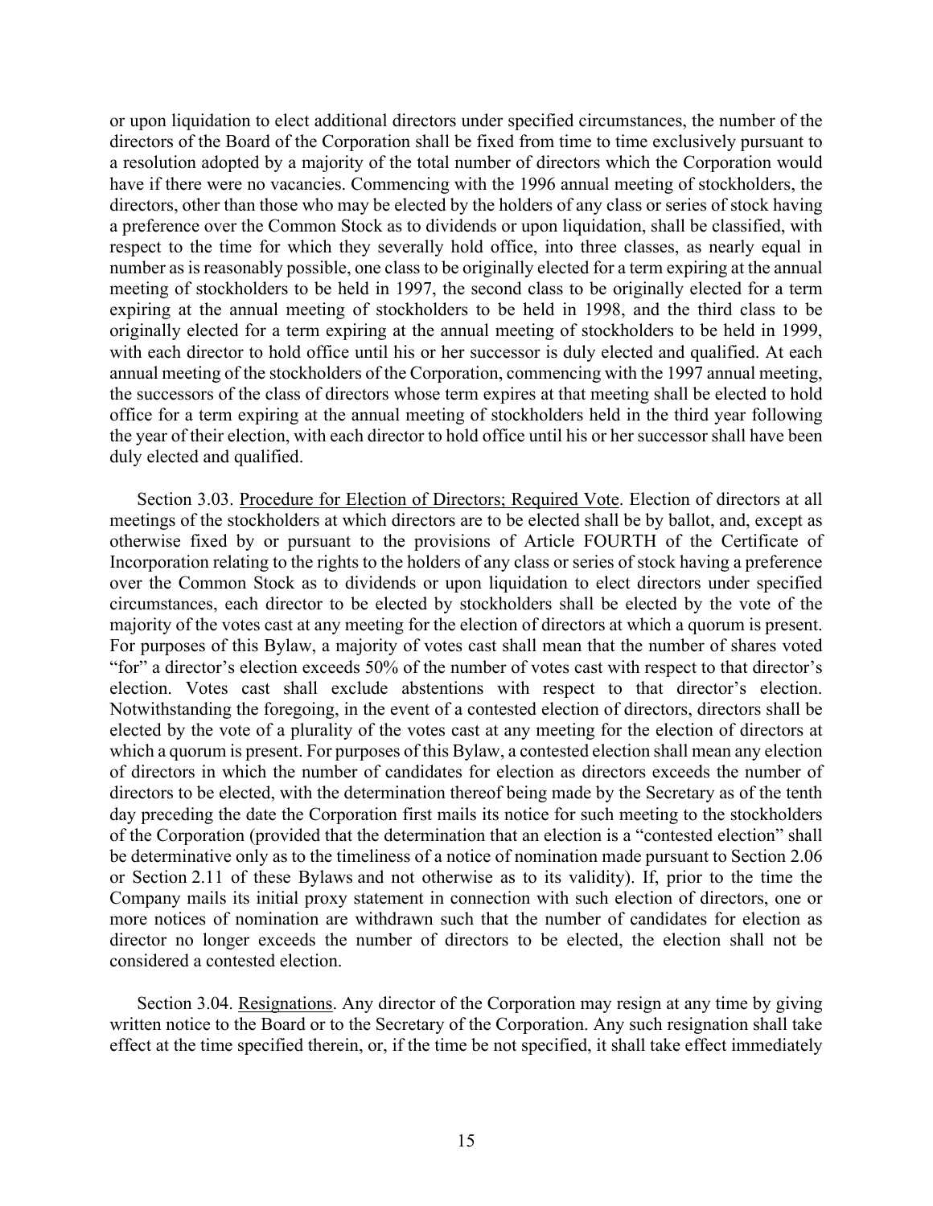or upon liquidation to elect additional directors under specified circumstances, the number of the directors of the Board of the Corporation shall be fixed from time to time exclusively pursuant to a resolution adopted by a majority of the total number of directors which the Corporation would have if there were no vacancies. Commencing with the 1996 annual meeting of stockholders, the directors, other than those who may be elected by the holders of any class or series of stock having a preference over the Common Stock as to dividends or upon liquidation, shall be classified, with respect to the time for which they severally hold office, into three classes, as nearly equal in number as is reasonably possible, one class to be originally elected for a term expiring at the annual meeting of stockholders to be held in 1997, the second class to be originally elected for a term expiring at the annual meeting of stockholders to be held in 1998, and the third class to be originally elected for a term expiring at the annual meeting of stockholders to be held in 1999, with each director to hold office until his or her successor is duly elected and qualified. At each annual meeting of the stockholders of the Corporation, commencing with the 1997 annual meeting, the successors of the class of directors whose term expires at that meeting shall be elected to hold office for a term expiring at the annual meeting of stockholders held in the third year following the year of their election, with each director to hold office until his or her successor shall have been duly elected and qualified.

Section 3.03. Procedure for Election of Directors; Required Vote. Election of directors at all meetings of the stockholders at which directors are to be elected shall be by ballot, and, except as otherwise fixed by or pursuant to the provisions of Article FOURTH of the Certificate of Incorporation relating to the rights to the holders of any class or series of stock having a preference over the Common Stock as to dividends or upon liquidation to elect directors under specified circumstances, each director to be elected by stockholders shall be elected by the vote of the majority of the votes cast at any meeting for the election of directors at which a quorum is present. For purposes of this Bylaw, a majority of votes cast shall mean that the number of shares voted "for" a director's election exceeds 50% of the number of votes cast with respect to that director's election. Votes cast shall exclude abstentions with respect to that director's election. Notwithstanding the foregoing, in the event of a contested election of directors, directors shall be elected by the vote of a plurality of the votes cast at any meeting for the election of directors at which a quorum is present. For purposes of this Bylaw, a contested election shall mean any election of directors in which the number of candidates for election as directors exceeds the number of directors to be elected, with the determination thereof being made by the Secretary as of the tenth day preceding the date the Corporation first mails its notice for such meeting to the stockholders of the Corporation (provided that the determination that an election is a "contested election" shall be determinative only as to the timeliness of a notice of nomination made pursuant to Section 2.06 or Section 2.11 of these Bylaws and not otherwise as to its validity). If, prior to the time the Company mails its initial proxy statement in connection with such election of directors, one or more notices of nomination are withdrawn such that the number of candidates for election as director no longer exceeds the number of directors to be elected, the election shall not be considered a contested election.

Section 3.04. Resignations. Any director of the Corporation may resign at any time by giving written notice to the Board or to the Secretary of the Corporation. Any such resignation shall take effect at the time specified therein, or, if the time be not specified, it shall take effect immediately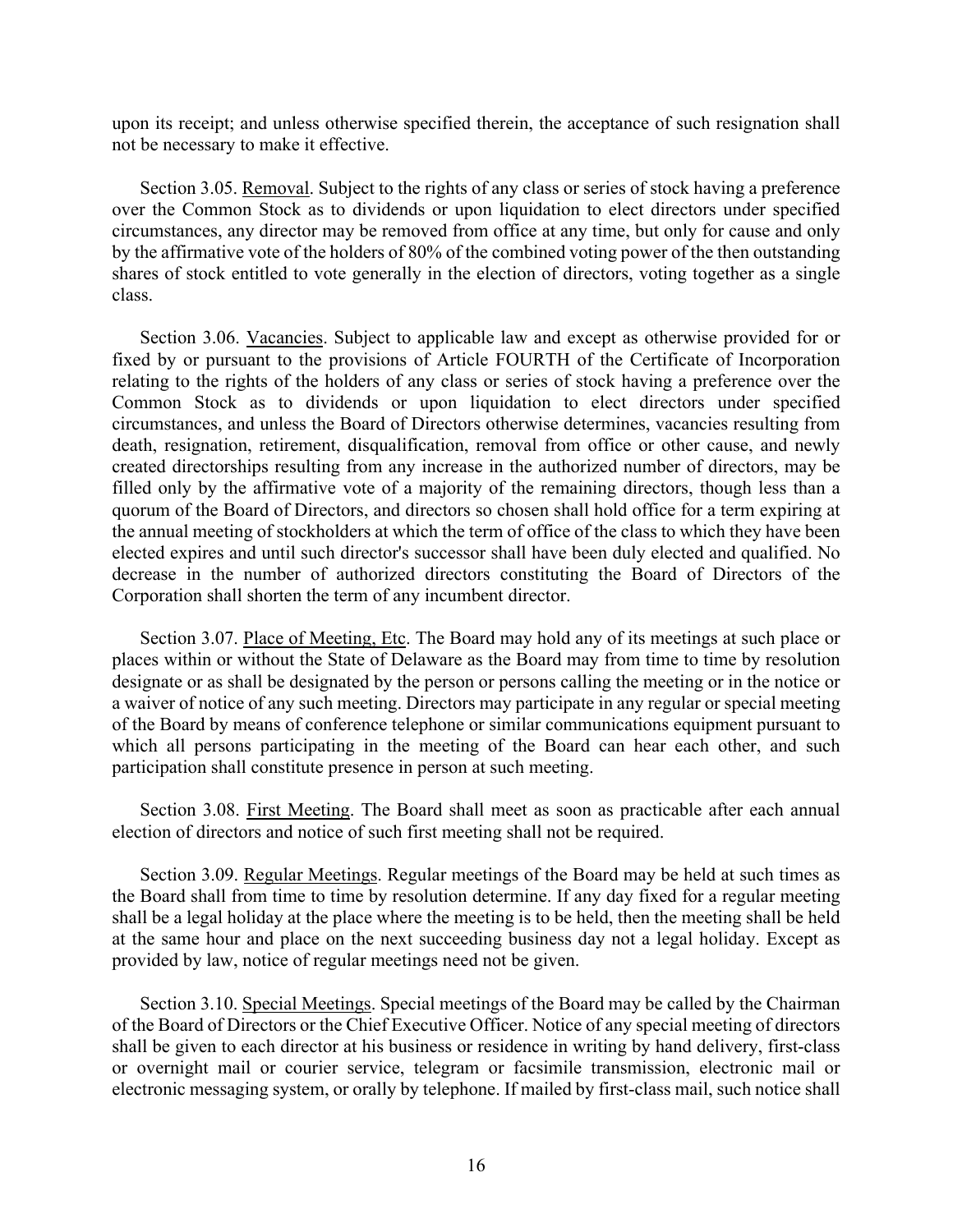upon its receipt; and unless otherwise specified therein, the acceptance of such resignation shall not be necessary to make it effective.

Section 3.05. Removal. Subject to the rights of any class or series of stock having a preference over the Common Stock as to dividends or upon liquidation to elect directors under specified circumstances, any director may be removed from office at any time, but only for cause and only by the affirmative vote of the holders of 80% of the combined voting power of the then outstanding shares of stock entitled to vote generally in the election of directors, voting together as a single class.

Section 3.06. Vacancies. Subject to applicable law and except as otherwise provided for or fixed by or pursuant to the provisions of Article FOURTH of the Certificate of Incorporation relating to the rights of the holders of any class or series of stock having a preference over the Common Stock as to dividends or upon liquidation to elect directors under specified circumstances, and unless the Board of Directors otherwise determines, vacancies resulting from death, resignation, retirement, disqualification, removal from office or other cause, and newly created directorships resulting from any increase in the authorized number of directors, may be filled only by the affirmative vote of a majority of the remaining directors, though less than a quorum of the Board of Directors, and directors so chosen shall hold office for a term expiring at the annual meeting of stockholders at which the term of office of the class to which they have been elected expires and until such director's successor shall have been duly elected and qualified. No decrease in the number of authorized directors constituting the Board of Directors of the Corporation shall shorten the term of any incumbent director.

Section 3.07. Place of Meeting, Etc. The Board may hold any of its meetings at such place or places within or without the State of Delaware as the Board may from time to time by resolution designate or as shall be designated by the person or persons calling the meeting or in the notice or a waiver of notice of any such meeting. Directors may participate in any regular or special meeting of the Board by means of conference telephone or similar communications equipment pursuant to which all persons participating in the meeting of the Board can hear each other, and such participation shall constitute presence in person at such meeting.

Section 3.08. First Meeting. The Board shall meet as soon as practicable after each annual election of directors and notice of such first meeting shall not be required.

Section 3.09. Regular Meetings. Regular meetings of the Board may be held at such times as the Board shall from time to time by resolution determine. If any day fixed for a regular meeting shall be a legal holiday at the place where the meeting is to be held, then the meeting shall be held at the same hour and place on the next succeeding business day not a legal holiday. Except as provided by law, notice of regular meetings need not be given.

Section 3.10. Special Meetings. Special meetings of the Board may be called by the Chairman of the Board of Directors or the Chief Executive Officer. Notice of any special meeting of directors shall be given to each director at his business or residence in writing by hand delivery, first-class or overnight mail or courier service, telegram or facsimile transmission, electronic mail or electronic messaging system, or orally by telephone. If mailed by first-class mail, such notice shall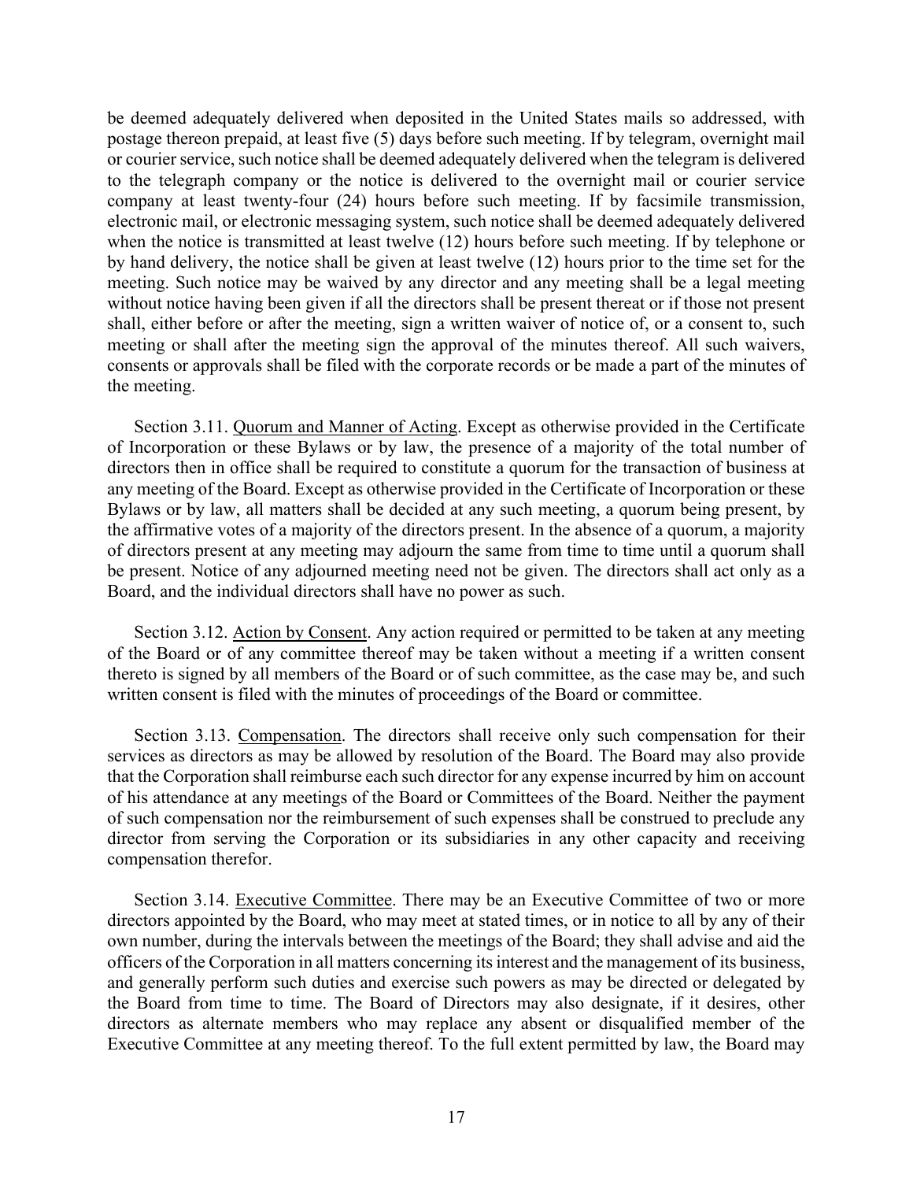be deemed adequately delivered when deposited in the United States mails so addressed, with postage thereon prepaid, at least five (5) days before such meeting. If by telegram, overnight mail or courier service, such notice shall be deemed adequately delivered when the telegram is delivered to the telegraph company or the notice is delivered to the overnight mail or courier service company at least twenty-four (24) hours before such meeting. If by facsimile transmission, electronic mail, or electronic messaging system, such notice shall be deemed adequately delivered when the notice is transmitted at least twelve (12) hours before such meeting. If by telephone or by hand delivery, the notice shall be given at least twelve (12) hours prior to the time set for the meeting. Such notice may be waived by any director and any meeting shall be a legal meeting without notice having been given if all the directors shall be present thereat or if those not present shall, either before or after the meeting, sign a written waiver of notice of, or a consent to, such meeting or shall after the meeting sign the approval of the minutes thereof. All such waivers, consents or approvals shall be filed with the corporate records or be made a part of the minutes of the meeting.

Section 3.11. Quorum and Manner of Acting. Except as otherwise provided in the Certificate of Incorporation or these Bylaws or by law, the presence of a majority of the total number of directors then in office shall be required to constitute a quorum for the transaction of business at any meeting of the Board. Except as otherwise provided in the Certificate of Incorporation or these Bylaws or by law, all matters shall be decided at any such meeting, a quorum being present, by the affirmative votes of a majority of the directors present. In the absence of a quorum, a majority of directors present at any meeting may adjourn the same from time to time until a quorum shall be present. Notice of any adjourned meeting need not be given. The directors shall act only as a Board, and the individual directors shall have no power as such.

Section 3.12. Action by Consent. Any action required or permitted to be taken at any meeting of the Board or of any committee thereof may be taken without a meeting if a written consent thereto is signed by all members of the Board or of such committee, as the case may be, and such written consent is filed with the minutes of proceedings of the Board or committee.

Section 3.13. Compensation. The directors shall receive only such compensation for their services as directors as may be allowed by resolution of the Board. The Board may also provide that the Corporation shall reimburse each such director for any expense incurred by him on account of his attendance at any meetings of the Board or Committees of the Board. Neither the payment of such compensation nor the reimbursement of such expenses shall be construed to preclude any director from serving the Corporation or its subsidiaries in any other capacity and receiving compensation therefor.

Section 3.14. Executive Committee. There may be an Executive Committee of two or more directors appointed by the Board, who may meet at stated times, or in notice to all by any of their own number, during the intervals between the meetings of the Board; they shall advise and aid the officers of the Corporation in all matters concerning its interest and the management of its business, and generally perform such duties and exercise such powers as may be directed or delegated by the Board from time to time. The Board of Directors may also designate, if it desires, other directors as alternate members who may replace any absent or disqualified member of the Executive Committee at any meeting thereof. To the full extent permitted by law, the Board may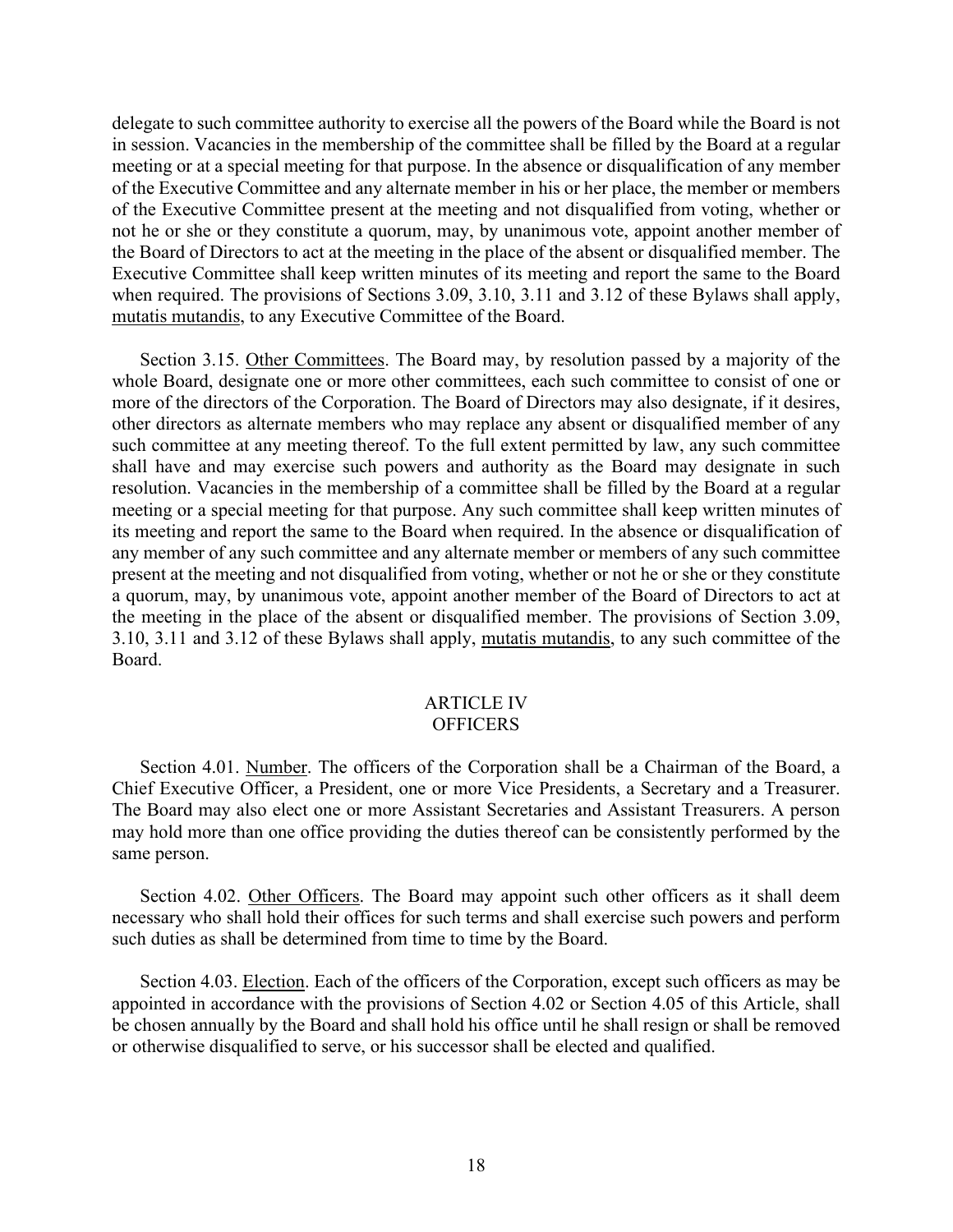delegate to such committee authority to exercise all the powers of the Board while the Board is not in session. Vacancies in the membership of the committee shall be filled by the Board at a regular meeting or at a special meeting for that purpose. In the absence or disqualification of any member of the Executive Committee and any alternate member in his or her place, the member or members of the Executive Committee present at the meeting and not disqualified from voting, whether or not he or she or they constitute a quorum, may, by unanimous vote, appoint another member of the Board of Directors to act at the meeting in the place of the absent or disqualified member. The Executive Committee shall keep written minutes of its meeting and report the same to the Board when required. The provisions of Sections 3.09, 3.10, 3.11 and 3.12 of these Bylaws shall apply, mutatis mutandis, to any Executive Committee of the Board.

Section 3.15. Other Committees. The Board may, by resolution passed by a majority of the whole Board, designate one or more other committees, each such committee to consist of one or more of the directors of the Corporation. The Board of Directors may also designate, if it desires, other directors as alternate members who may replace any absent or disqualified member of any such committee at any meeting thereof. To the full extent permitted by law, any such committee shall have and may exercise such powers and authority as the Board may designate in such resolution. Vacancies in the membership of a committee shall be filled by the Board at a regular meeting or a special meeting for that purpose. Any such committee shall keep written minutes of its meeting and report the same to the Board when required. In the absence or disqualification of any member of any such committee and any alternate member or members of any such committee present at the meeting and not disqualified from voting, whether or not he or she or they constitute a quorum, may, by unanimous vote, appoint another member of the Board of Directors to act at the meeting in the place of the absent or disqualified member. The provisions of Section 3.09, 3.10, 3.11 and 3.12 of these Bylaws shall apply, mutatis mutandis, to any such committee of the Board.

## ARTICLE IV
## OFFICERS

Section 4.01. Number. The officers of the Corporation shall be a Chairman of the Board, a Chief Executive Officer, a President, one or more Vice Presidents, a Secretary and a Treasurer. The Board may also elect one or more Assistant Secretaries and Assistant Treasurers. A person may hold more than one office providing the duties thereof can be consistently performed by the same person.

Section 4.02. Other Officers. The Board may appoint such other officers as it shall deem necessary who shall hold their offices for such terms and shall exercise such powers and perform such duties as shall be determined from time to time by the Board.

Section 4.03. Election. Each of the officers of the Corporation, except such officers as may be appointed in accordance with the provisions of Section 4.02 or Section 4.05 of this Article, shall be chosen annually by the Board and shall hold his office until he shall resign or shall be removed or otherwise disqualified to serve, or his successor shall be elected and qualified.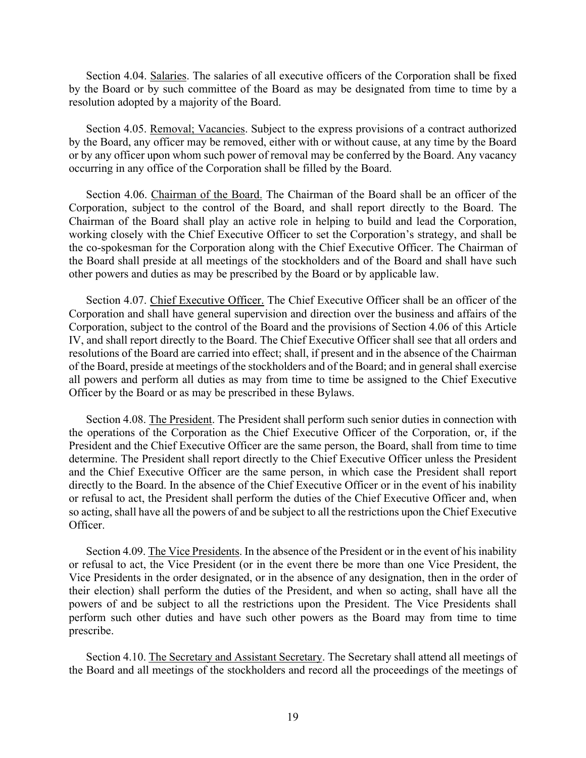Section 4.04. Salaries. The salaries of all executive officers of the Corporation shall be fixed by the Board or by such committee of the Board as may be designated from time to time by a resolution adopted by a majority of the Board.

Section 4.05. Removal; Vacancies. Subject to the express provisions of a contract authorized by the Board, any officer may be removed, either with or without cause, at any time by the Board or by any officer upon whom such power of removal may be conferred by the Board. Any vacancy occurring in any office of the Corporation shall be filled by the Board.

Section 4.06. Chairman of the Board. The Chairman of the Board shall be an officer of the Corporation, subject to the control of the Board, and shall report directly to the Board. The Chairman of the Board shall play an active role in helping to build and lead the Corporation, working closely with the Chief Executive Officer to set the Corporation's strategy, and shall be the co-spokesman for the Corporation along with the Chief Executive Officer. The Chairman of the Board shall preside at all meetings of the stockholders and of the Board and shall have such other powers and duties as may be prescribed by the Board or by applicable law.

Section 4.07. Chief Executive Officer. The Chief Executive Officer shall be an officer of the Corporation and shall have general supervision and direction over the business and affairs of the Corporation, subject to the control of the Board and the provisions of Section 4.06 of this Article IV, and shall report directly to the Board. The Chief Executive Officer shall see that all orders and resolutions of the Board are carried into effect; shall, if present and in the absence of the Chairman of the Board, preside at meetings of the stockholders and of the Board; and in general shall exercise all powers and perform all duties as may from time to time be assigned to the Chief Executive Officer by the Board or as may be prescribed in these Bylaws.

Section 4.08. The President. The President shall perform such senior duties in connection with the operations of the Corporation as the Chief Executive Officer of the Corporation, or, if the President and the Chief Executive Officer are the same person, the Board, shall from time to time determine. The President shall report directly to the Chief Executive Officer unless the President and the Chief Executive Officer are the same person, in which case the President shall report directly to the Board. In the absence of the Chief Executive Officer or in the event of his inability or refusal to act, the President shall perform the duties of the Chief Executive Officer and, when so acting, shall have all the powers of and be subject to all the restrictions upon the Chief Executive Officer.

Section 4.09. The Vice Presidents. In the absence of the President or in the event of his inability or refusal to act, the Vice President (or in the event there be more than one Vice President, the Vice Presidents in the order designated, or in the absence of any designation, then in the order of their election) shall perform the duties of the President, and when so acting, shall have all the powers of and be subject to all the restrictions upon the President. The Vice Presidents shall perform such other duties and have such other powers as the Board may from time to time prescribe.

Section 4.10. The Secretary and Assistant Secretary. The Secretary shall attend all meetings of the Board and all meetings of the stockholders and record all the proceedings of the meetings of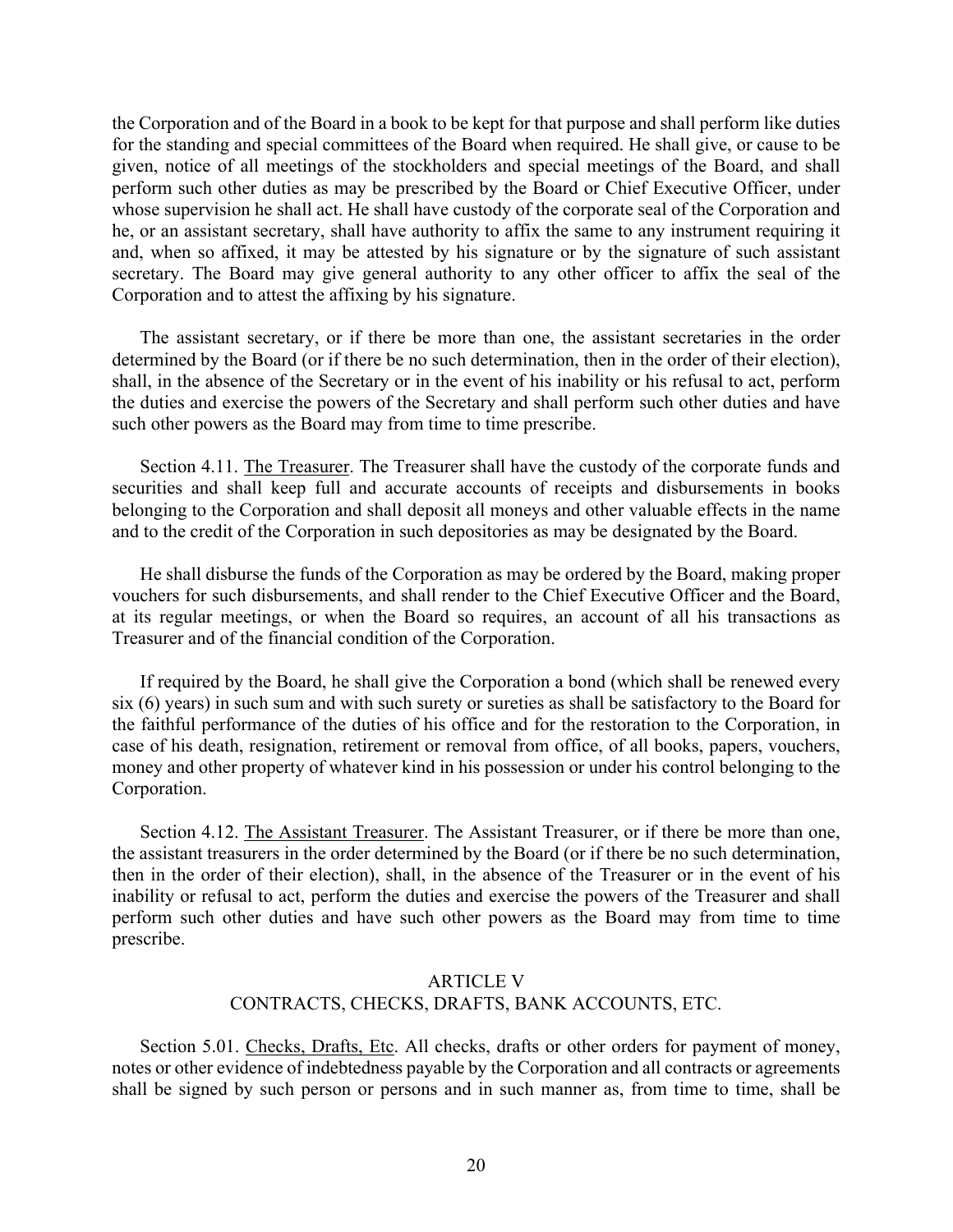the Corporation and of the Board in a book to be kept for that purpose and shall perform like duties for the standing and special committees of the Board when required. He shall give, or cause to be given, notice of all meetings of the stockholders and special meetings of the Board, and shall perform such other duties as may be prescribed by the Board or Chief Executive Officer, under whose supervision he shall act. He shall have custody of the corporate seal of the Corporation and he, or an assistant secretary, shall have authority to affix the same to any instrument requiring it and, when so affixed, it may be attested by his signature or by the signature of such assistant secretary. The Board may give general authority to any other officer to affix the seal of the Corporation and to attest the affixing by his signature.

The assistant secretary, or if there be more than one, the assistant secretaries in the order determined by the Board (or if there be no such determination, then in the order of their election), shall, in the absence of the Secretary or in the event of his inability or his refusal to act, perform the duties and exercise the powers of the Secretary and shall perform such other duties and have such other powers as the Board may from time to time prescribe.

Section 4.11. The Treasurer. The Treasurer shall have the custody of the corporate funds and securities and shall keep full and accurate accounts of receipts and disbursements in books belonging to the Corporation and shall deposit all moneys and other valuable effects in the name and to the credit of the Corporation in such depositories as may be designated by the Board.

He shall disburse the funds of the Corporation as may be ordered by the Board, making proper vouchers for such disbursements, and shall render to the Chief Executive Officer and the Board, at its regular meetings, or when the Board so requires, an account of all his transactions as Treasurer and of the financial condition of the Corporation.

If required by the Board, he shall give the Corporation a bond (which shall be renewed every six (6) years) in such sum and with such surety or sureties as shall be satisfactory to the Board for the faithful performance of the duties of his office and for the restoration to the Corporation, in case of his death, resignation, retirement or removal from office, of all books, papers, vouchers, money and other property of whatever kind in his possession or under his control belonging to the Corporation.

Section 4.12. The Assistant Treasurer. The Assistant Treasurer, or if there be more than one, the assistant treasurers in the order determined by the Board (or if there be no such determination, then in the order of their election), shall, in the absence of the Treasurer or in the event of his inability or refusal to act, perform the duties and exercise the powers of the Treasurer and shall perform such other duties and have such other powers as the Board may from time to time prescribe.

## ARTICLE V
## CONTRACTS, CHECKS, DRAFTS, BANK ACCOUNTS, ETC.

Section 5.01. Checks, Drafts, Etc. All checks, drafts or other orders for payment of money, notes or other evidence of indebtedness payable by the Corporation and all contracts or agreements shall be signed by such person or persons and in such manner as, from time to time, shall be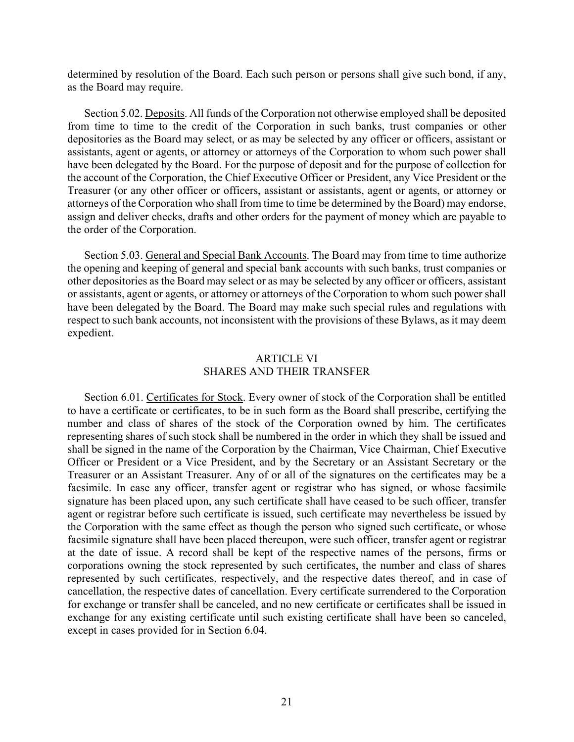determined by resolution of the Board. Each such person or persons shall give such bond, if any, as the Board may require.

Section 5.02. Deposits. All funds of the Corporation not otherwise employed shall be deposited from time to time to the credit of the Corporation in such banks, trust companies or other depositories as the Board may select, or as may be selected by any officer or officers, assistant or assistants, agent or agents, or attorney or attorneys of the Corporation to whom such power shall have been delegated by the Board. For the purpose of deposit and for the purpose of collection for the account of the Corporation, the Chief Executive Officer or President, any Vice President or the Treasurer (or any other officer or officers, assistant or assistants, agent or agents, or attorney or attorneys of the Corporation who shall from time to time be determined by the Board) may endorse, assign and deliver checks, drafts and other orders for the payment of money which are payable to the order of the Corporation.

Section 5.03. General and Special Bank Accounts. The Board may from time to time authorize the opening and keeping of general and special bank accounts with such banks, trust companies or other depositories as the Board may select or as may be selected by any officer or officers, assistant or assistants, agent or agents, or attorney or attorneys of the Corporation to whom such power shall have been delegated by the Board. The Board may make such special rules and regulations with respect to such bank accounts, not inconsistent with the provisions of these Bylaws, as it may deem expedient.

## ARTICLE VI
## SHARES AND THEIR TRANSFER

Section 6.01. Certificates for Stock. Every owner of stock of the Corporation shall be entitled to have a certificate or certificates, to be in such form as the Board shall prescribe, certifying the number and class of shares of the stock of the Corporation owned by him. The certificates representing shares of such stock shall be numbered in the order in which they shall be issued and shall be signed in the name of the Corporation by the Chairman, Vice Chairman, Chief Executive Officer or President or a Vice President, and by the Secretary or an Assistant Secretary or the Treasurer or an Assistant Treasurer. Any of or all of the signatures on the certificates may be a facsimile. In case any officer, transfer agent or registrar who has signed, or whose facsimile signature has been placed upon, any such certificate shall have ceased to be such officer, transfer agent or registrar before such certificate is issued, such certificate may nevertheless be issued by the Corporation with the same effect as though the person who signed such certificate, or whose facsimile signature shall have been placed thereupon, were such officer, transfer agent or registrar at the date of issue. A record shall be kept of the respective names of the persons, firms or corporations owning the stock represented by such certificates, the number and class of shares represented by such certificates, respectively, and the respective dates thereof, and in case of cancellation, the respective dates of cancellation. Every certificate surrendered to the Corporation for exchange or transfer shall be canceled, and no new certificate or certificates shall be issued in exchange for any existing certificate until such existing certificate shall have been so canceled, except in cases provided for in Section 6.04.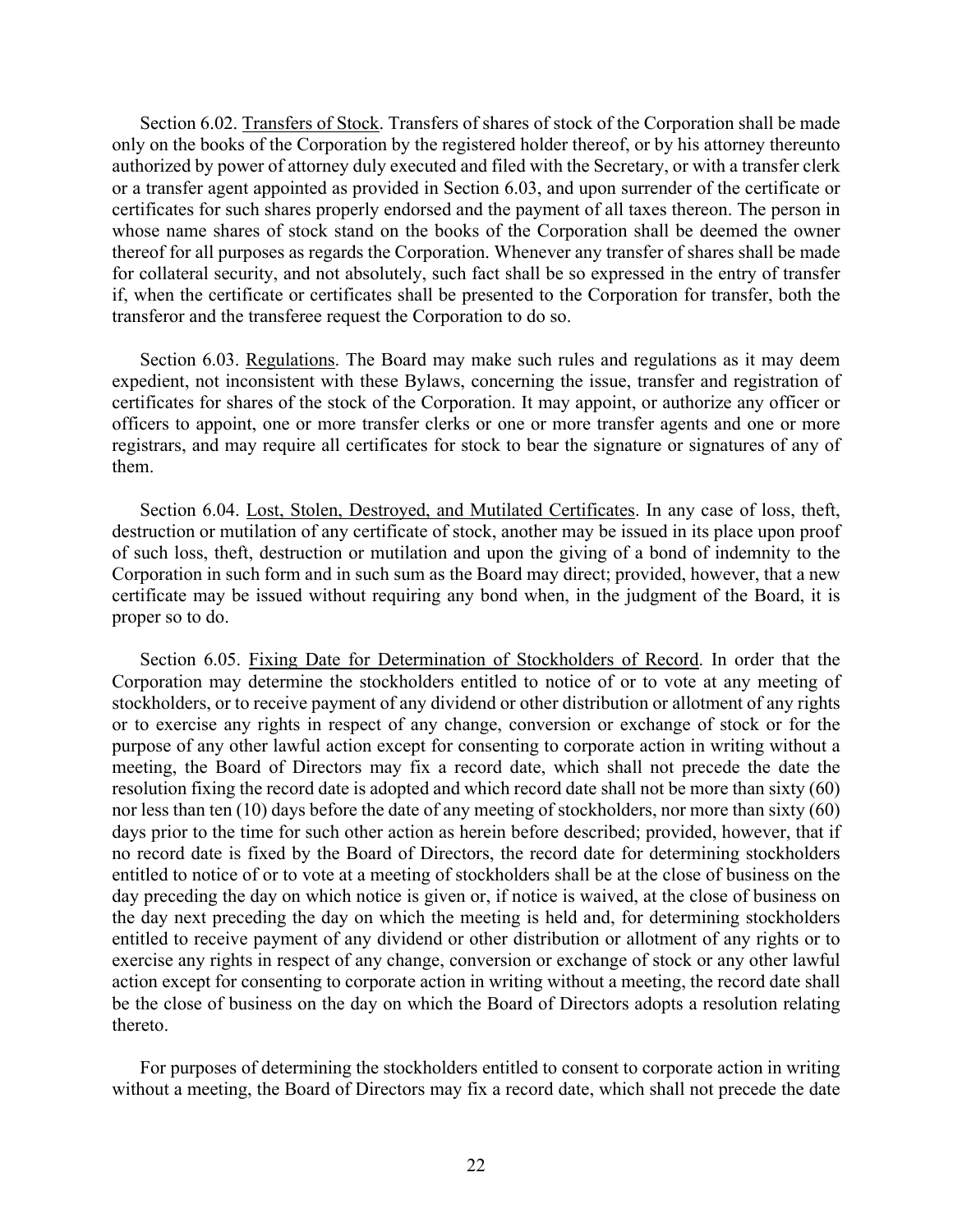Section 6.02. Transfers of Stock. Transfers of shares of stock of the Corporation shall be made only on the books of the Corporation by the registered holder thereof, or by his attorney thereunto authorized by power of attorney duly executed and filed with the Secretary, or with a transfer clerk or a transfer agent appointed as provided in Section 6.03, and upon surrender of the certificate or certificates for such shares properly endorsed and the payment of all taxes thereon. The person in whose name shares of stock stand on the books of the Corporation shall be deemed the owner thereof for all purposes as regards the Corporation. Whenever any transfer of shares shall be made for collateral security, and not absolutely, such fact shall be so expressed in the entry of transfer if, when the certificate or certificates shall be presented to the Corporation for transfer, both the transferor and the transferee request the Corporation to do so.

Section 6.03. Regulations. The Board may make such rules and regulations as it may deem expedient, not inconsistent with these Bylaws, concerning the issue, transfer and registration of certificates for shares of the stock of the Corporation. It may appoint, or authorize any officer or officers to appoint, one or more transfer clerks or one or more transfer agents and one or more registrars, and may require all certificates for stock to bear the signature or signatures of any of them.

Section 6.04. Lost, Stolen, Destroyed, and Mutilated Certificates. In any case of loss, theft, destruction or mutilation of any certificate of stock, another may be issued in its place upon proof of such loss, theft, destruction or mutilation and upon the giving of a bond of indemnity to the Corporation in such form and in such sum as the Board may direct; provided, however, that a new certificate may be issued without requiring any bond when, in the judgment of the Board, it is proper so to do.

Section 6.05. Fixing Date for Determination of Stockholders of Record. In order that the Corporation may determine the stockholders entitled to notice of or to vote at any meeting of stockholders, or to receive payment of any dividend or other distribution or allotment of any rights or to exercise any rights in respect of any change, conversion or exchange of stock or for the purpose of any other lawful action except for consenting to corporate action in writing without a meeting, the Board of Directors may fix a record date, which shall not precede the date the resolution fixing the record date is adopted and which record date shall not be more than sixty (60) nor less than ten (10) days before the date of any meeting of stockholders, nor more than sixty (60) days prior to the time for such other action as herein before described; provided, however, that if no record date is fixed by the Board of Directors, the record date for determining stockholders entitled to notice of or to vote at a meeting of stockholders shall be at the close of business on the day preceding the day on which notice is given or, if notice is waived, at the close of business on the day next preceding the day on which the meeting is held and, for determining stockholders entitled to receive payment of any dividend or other distribution or allotment of any rights or to exercise any rights in respect of any change, conversion or exchange of stock or any other lawful action except for consenting to corporate action in writing without a meeting, the record date shall be the close of business on the day on which the Board of Directors adopts a resolution relating thereto.

For purposes of determining the stockholders entitled to consent to corporate action in writing without a meeting, the Board of Directors may fix a record date, which shall not precede the date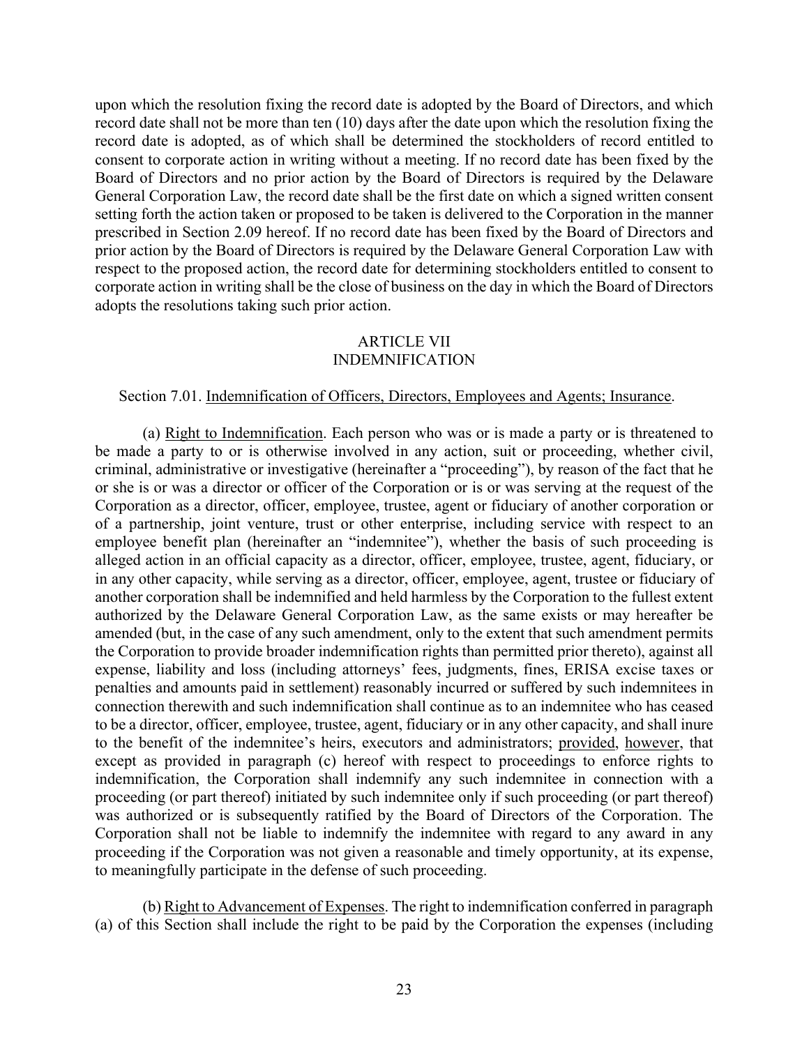upon which the resolution fixing the record date is adopted by the Board of Directors, and which record date shall not be more than ten (10) days after the date upon which the resolution fixing the record date is adopted, as of which shall be determined the stockholders of record entitled to consent to corporate action in writing without a meeting. If no record date has been fixed by the Board of Directors and no prior action by the Board of Directors is required by the Delaware General Corporation Law, the record date shall be the first date on which a signed written consent setting forth the action taken or proposed to be taken is delivered to the Corporation in the manner prescribed in Section 2.09 hereof. If no record date has been fixed by the Board of Directors and prior action by the Board of Directors is required by the Delaware General Corporation Law with respect to the proposed action, the record date for determining stockholders entitled to consent to corporate action in writing shall be the close of business on the day in which the Board of Directors adopts the resolutions taking such prior action.

## ARTICLE VII
## INDEMNIFICATION

Section 7.01. Indemnification of Officers, Directors, Employees and Agents; Insurance.

(a) Right to Indemnification. Each person who was or is made a party or is threatened to be made a party to or is otherwise involved in any action, suit or proceeding, whether civil, criminal, administrative or investigative (hereinafter a "proceeding"), by reason of the fact that he or she is or was a director or officer of the Corporation or is or was serving at the request of the Corporation as a director, officer, employee, trustee, agent or fiduciary of another corporation or of a partnership, joint venture, trust or other enterprise, including service with respect to an employee benefit plan (hereinafter an "indemnitee"), whether the basis of such proceeding is alleged action in an official capacity as a director, officer, employee, trustee, agent, fiduciary, or in any other capacity, while serving as a director, officer, employee, agent, trustee or fiduciary of another corporation shall be indemnified and held harmless by the Corporation to the fullest extent authorized by the Delaware General Corporation Law, as the same exists or may hereafter be amended (but, in the case of any such amendment, only to the extent that such amendment permits the Corporation to provide broader indemnification rights than permitted prior thereto), against all expense, liability and loss (including attorneys' fees, judgments, fines, ERISA excise taxes or penalties and amounts paid in settlement) reasonably incurred or suffered by such indemnitees in connection therewith and such indemnification shall continue as to an indemnitee who has ceased to be a director, officer, employee, trustee, agent, fiduciary or in any other capacity, and shall inure to the benefit of the indemnitee's heirs, executors and administrators; provided, however, that except as provided in paragraph (c) hereof with respect to proceedings to enforce rights to indemnification, the Corporation shall indemnify any such indemnitee in connection with a proceeding (or part thereof) initiated by such indemnitee only if such proceeding (or part thereof) was authorized or is subsequently ratified by the Board of Directors of the Corporation. The Corporation shall not be liable to indemnify the indemnitee with regard to any award in any proceeding if the Corporation was not given a reasonable and timely opportunity, at its expense, to meaningfully participate in the defense of such proceeding.

(b) Right to Advancement of Expenses. The right to indemnification conferred in paragraph (a) of this Section shall include the right to be paid by the Corporation the expenses (including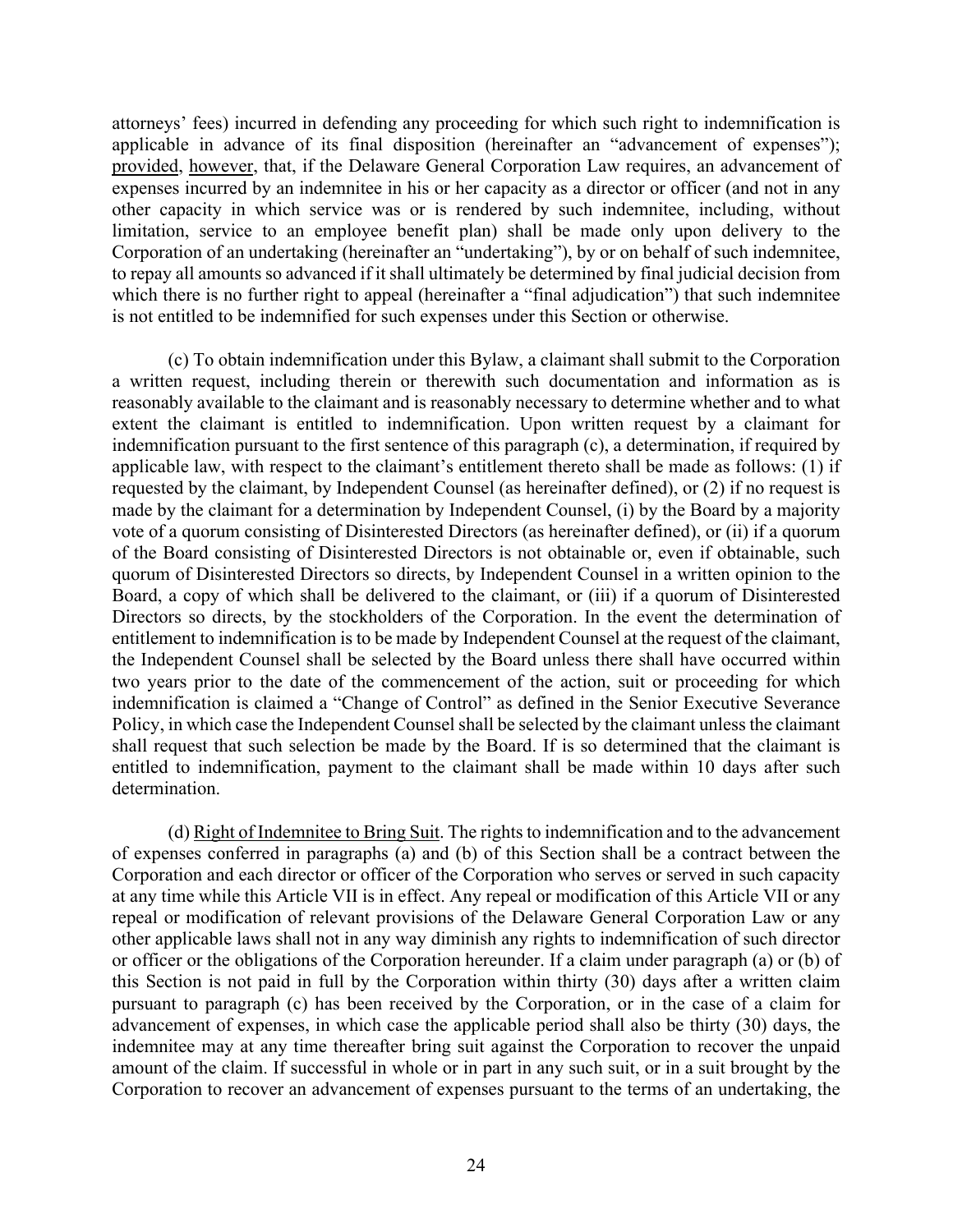attorneys' fees) incurred in defending any proceeding for which such right to indemnification is applicable in advance of its final disposition (hereinafter an "advancement of expenses"); provided, however, that, if the Delaware General Corporation Law requires, an advancement of expenses incurred by an indemnitee in his or her capacity as a director or officer (and not in any other capacity in which service was or is rendered by such indemnitee, including, without limitation, service to an employee benefit plan) shall be made only upon delivery to the Corporation of an undertaking (hereinafter an "undertaking"), by or on behalf of such indemnitee, to repay all amounts so advanced if it shall ultimately be determined by final judicial decision from which there is no further right to appeal (hereinafter a "final adjudication") that such indemnitee is not entitled to be indemnified for such expenses under this Section or otherwise.

(c) To obtain indemnification under this Bylaw, a claimant shall submit to the Corporation a written request, including therein or therewith such documentation and information as is reasonably available to the claimant and is reasonably necessary to determine whether and to what extent the claimant is entitled to indemnification. Upon written request by a claimant for indemnification pursuant to the first sentence of this paragraph (c), a determination, if required by applicable law, with respect to the claimant's entitlement thereto shall be made as follows: (1) if requested by the claimant, by Independent Counsel (as hereinafter defined), or (2) if no request is made by the claimant for a determination by Independent Counsel, (i) by the Board by a majority vote of a quorum consisting of Disinterested Directors (as hereinafter defined), or (ii) if a quorum of the Board consisting of Disinterested Directors is not obtainable or, even if obtainable, such quorum of Disinterested Directors so directs, by Independent Counsel in a written opinion to the Board, a copy of which shall be delivered to the claimant, or (iii) if a quorum of Disinterested Directors so directs, by the stockholders of the Corporation. In the event the determination of entitlement to indemnification is to be made by Independent Counsel at the request of the claimant, the Independent Counsel shall be selected by the Board unless there shall have occurred within two years prior to the date of the commencement of the action, suit or proceeding for which indemnification is claimed a "Change of Control" as defined in the Senior Executive Severance Policy, in which case the Independent Counsel shall be selected by the claimant unless the claimant shall request that such selection be made by the Board. If is so determined that the claimant is entitled to indemnification, payment to the claimant shall be made within 10 days after such determination.

(d) Right of Indemnitee to Bring Suit. The rights to indemnification and to the advancement of expenses conferred in paragraphs (a) and (b) of this Section shall be a contract between the Corporation and each director or officer of the Corporation who serves or served in such capacity at any time while this Article VII is in effect. Any repeal or modification of this Article VII or any repeal or modification of relevant provisions of the Delaware General Corporation Law or any other applicable laws shall not in any way diminish any rights to indemnification of such director or officer or the obligations of the Corporation hereunder. If a claim under paragraph (a) or (b) of this Section is not paid in full by the Corporation within thirty (30) days after a written claim pursuant to paragraph (c) has been received by the Corporation, or in the case of a claim for advancement of expenses, in which case the applicable period shall also be thirty (30) days, the indemnitee may at any time thereafter bring suit against the Corporation to recover the unpaid amount of the claim. If successful in whole or in part in any such suit, or in a suit brought by the Corporation to recover an advancement of expenses pursuant to the terms of an undertaking, the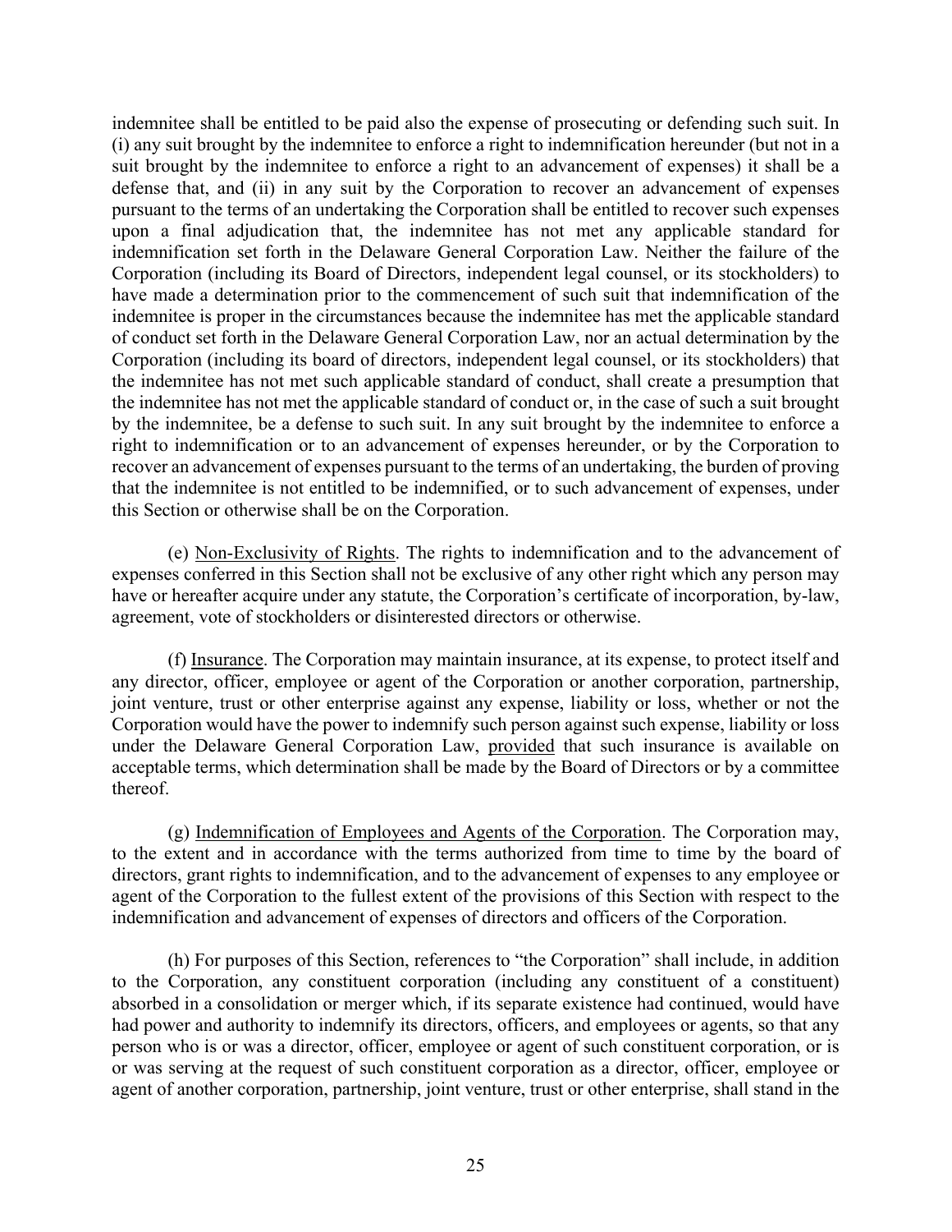indemnitee shall be entitled to be paid also the expense of prosecuting or defending such suit. In (i) any suit brought by the indemnitee to enforce a right to indemnification hereunder (but not in a suit brought by the indemnitee to enforce a right to an advancement of expenses) it shall be a defense that, and (ii) in any suit by the Corporation to recover an advancement of expenses pursuant to the terms of an undertaking the Corporation shall be entitled to recover such expenses upon a final adjudication that, the indemnitee has not met any applicable standard for indemnification set forth in the Delaware General Corporation Law. Neither the failure of the Corporation (including its Board of Directors, independent legal counsel, or its stockholders) to have made a determination prior to the commencement of such suit that indemnification of the indemnitee is proper in the circumstances because the indemnitee has met the applicable standard of conduct set forth in the Delaware General Corporation Law, nor an actual determination by the Corporation (including its board of directors, independent legal counsel, or its stockholders) that the indemnitee has not met such applicable standard of conduct, shall create a presumption that the indemnitee has not met the applicable standard of conduct or, in the case of such a suit brought by the indemnitee, be a defense to such suit. In any suit brought by the indemnitee to enforce a right to indemnification or to an advancement of expenses hereunder, or by the Corporation to recover an advancement of expenses pursuant to the terms of an undertaking, the burden of proving that the indemnitee is not entitled to be indemnified, or to such advancement of expenses, under this Section or otherwise shall be on the Corporation.

(e) Non-Exclusivity of Rights. The rights to indemnification and to the advancement of expenses conferred in this Section shall not be exclusive of any other right which any person may have or hereafter acquire under any statute, the Corporation's certificate of incorporation, by-law, agreement, vote of stockholders or disinterested directors or otherwise.

(f) Insurance. The Corporation may maintain insurance, at its expense, to protect itself and any director, officer, employee or agent of the Corporation or another corporation, partnership, joint venture, trust or other enterprise against any expense, liability or loss, whether or not the Corporation would have the power to indemnify such person against such expense, liability or loss under the Delaware General Corporation Law, provided that such insurance is available on acceptable terms, which determination shall be made by the Board of Directors or by a committee thereof.

(g) Indemnification of Employees and Agents of the Corporation. The Corporation may, to the extent and in accordance with the terms authorized from time to time by the board of directors, grant rights to indemnification, and to the advancement of expenses to any employee or agent of the Corporation to the fullest extent of the provisions of this Section with respect to the indemnification and advancement of expenses of directors and officers of the Corporation.

(h) For purposes of this Section, references to "the Corporation" shall include, in addition to the Corporation, any constituent corporation (including any constituent of a constituent) absorbed in a consolidation or merger which, if its separate existence had continued, would have had power and authority to indemnify its directors, officers, and employees or agents, so that any person who is or was a director, officer, employee or agent of such constituent corporation, or is or was serving at the request of such constituent corporation as a director, officer, employee or agent of another corporation, partnership, joint venture, trust or other enterprise, shall stand in the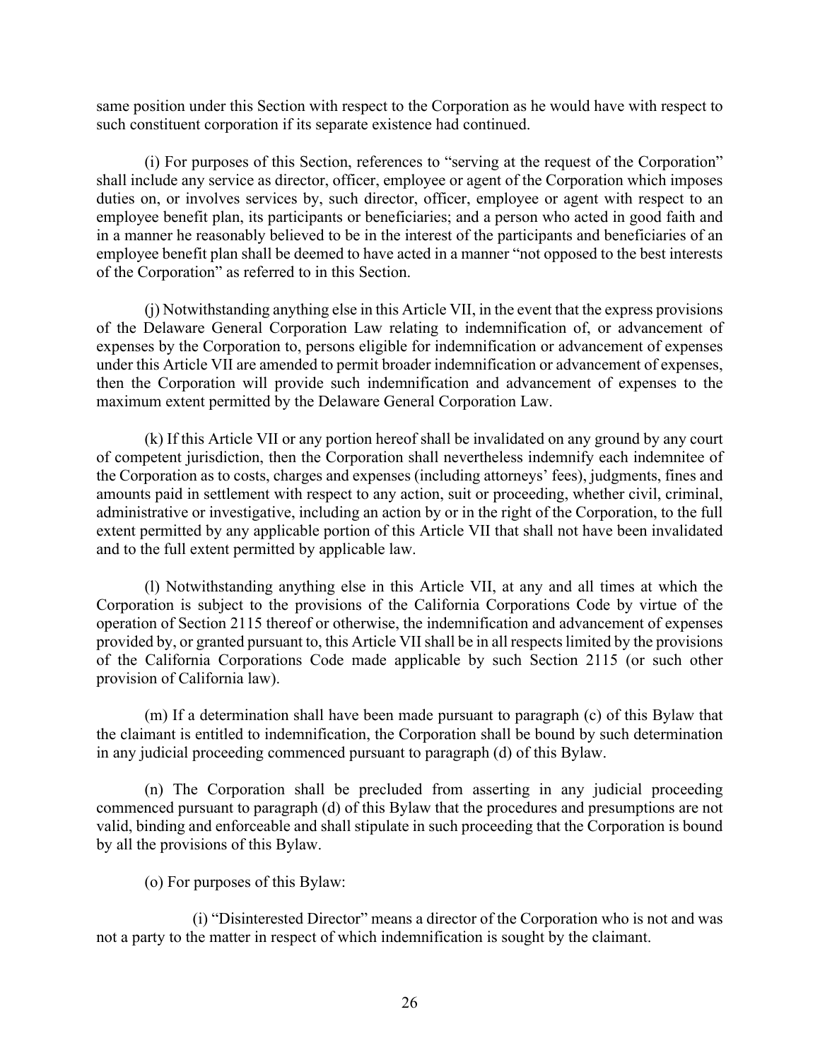same position under this Section with respect to the Corporation as he would have with respect to such constituent corporation if its separate existence had continued.

(i) For purposes of this Section, references to "serving at the request of the Corporation" shall include any service as director, officer, employee or agent of the Corporation which imposes duties on, or involves services by, such director, officer, employee or agent with respect to an employee benefit plan, its participants or beneficiaries; and a person who acted in good faith and in a manner he reasonably believed to be in the interest of the participants and beneficiaries of an employee benefit plan shall be deemed to have acted in a manner "not opposed to the best interests of the Corporation" as referred to in this Section.

(j) Notwithstanding anything else in this Article VII, in the event that the express provisions of the Delaware General Corporation Law relating to indemnification of, or advancement of expenses by the Corporation to, persons eligible for indemnification or advancement of expenses under this Article VII are amended to permit broader indemnification or advancement of expenses, then the Corporation will provide such indemnification and advancement of expenses to the maximum extent permitted by the Delaware General Corporation Law.

(k) If this Article VII or any portion hereof shall be invalidated on any ground by any court of competent jurisdiction, then the Corporation shall nevertheless indemnify each indemnitee of the Corporation as to costs, charges and expenses (including attorneys' fees), judgments, fines and amounts paid in settlement with respect to any action, suit or proceeding, whether civil, criminal, administrative or investigative, including an action by or in the right of the Corporation, to the full extent permitted by any applicable portion of this Article VII that shall not have been invalidated and to the full extent permitted by applicable law.

(l) Notwithstanding anything else in this Article VII, at any and all times at which the Corporation is subject to the provisions of the California Corporations Code by virtue of the operation of Section 2115 thereof or otherwise, the indemnification and advancement of expenses provided by, or granted pursuant to, this Article VII shall be in all respects limited by the provisions of the California Corporations Code made applicable by such Section 2115 (or such other provision of California law).

(m) If a determination shall have been made pursuant to paragraph (c) of this Bylaw that the claimant is entitled to indemnification, the Corporation shall be bound by such determination in any judicial proceeding commenced pursuant to paragraph (d) of this Bylaw.

(n) The Corporation shall be precluded from asserting in any judicial proceeding commenced pursuant to paragraph (d) of this Bylaw that the procedures and presumptions are not valid, binding and enforceable and shall stipulate in such proceeding that the Corporation is bound by all the provisions of this Bylaw.

(o) For purposes of this Bylaw:

(i) "Disinterested Director" means a director of the Corporation who is not and was not a party to the matter in respect of which indemnification is sought by the claimant.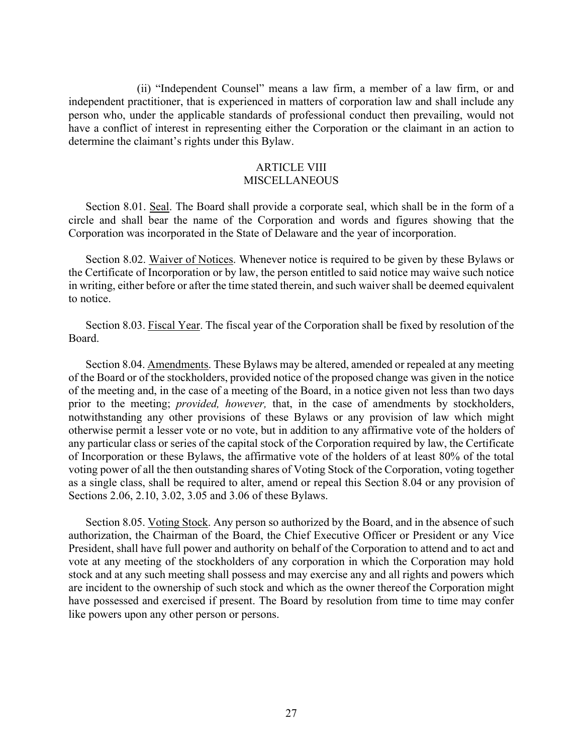(ii) "Independent Counsel" means a law firm, a member of a law firm, or and independent practitioner, that is experienced in matters of corporation law and shall include any person who, under the applicable standards of professional conduct then prevailing, would not have a conflict of interest in representing either the Corporation or the claimant in an action to determine the claimant's rights under this Bylaw.

## ARTICLE VIII
## MISCELLANEOUS

Section 8.01. Seal. The Board shall provide a corporate seal, which shall be in the form of a circle and shall bear the name of the Corporation and words and figures showing that the Corporation was incorporated in the State of Delaware and the year of incorporation.

Section 8.02. Waiver of Notices. Whenever notice is required to be given by these Bylaws or the Certificate of Incorporation or by law, the person entitled to said notice may waive such notice in writing, either before or after the time stated therein, and such waiver shall be deemed equivalent to notice.

Section 8.03. Fiscal Year. The fiscal year of the Corporation shall be fixed by resolution of the Board.

Section 8.04. Amendments. These Bylaws may be altered, amended or repealed at any meeting of the Board or of the stockholders, provided notice of the proposed change was given in the notice of the meeting and, in the case of a meeting of the Board, in a notice given not less than two days prior to the meeting; *provided, however,* that, in the case of amendments by stockholders, notwithstanding any other provisions of these Bylaws or any provision of law which might otherwise permit a lesser vote or no vote, but in addition to any affirmative vote of the holders of any particular class or series of the capital stock of the Corporation required by law, the Certificate of Incorporation or these Bylaws, the affirmative vote of the holders of at least 80% of the total voting power of all the then outstanding shares of Voting Stock of the Corporation, voting together as a single class, shall be required to alter, amend or repeal this Section 8.04 or any provision of Sections 2.06, 2.10, 3.02, 3.05 and 3.06 of these Bylaws.

Section 8.05. Voting Stock. Any person so authorized by the Board, and in the absence of such authorization, the Chairman of the Board, the Chief Executive Officer or President or any Vice President, shall have full power and authority on behalf of the Corporation to attend and to act and vote at any meeting of the stockholders of any corporation in which the Corporation may hold stock and at any such meeting shall possess and may exercise any and all rights and powers which are incident to the ownership of such stock and which as the owner thereof the Corporation might have possessed and exercised if present. The Board by resolution from time to time may confer like powers upon any other person or persons.